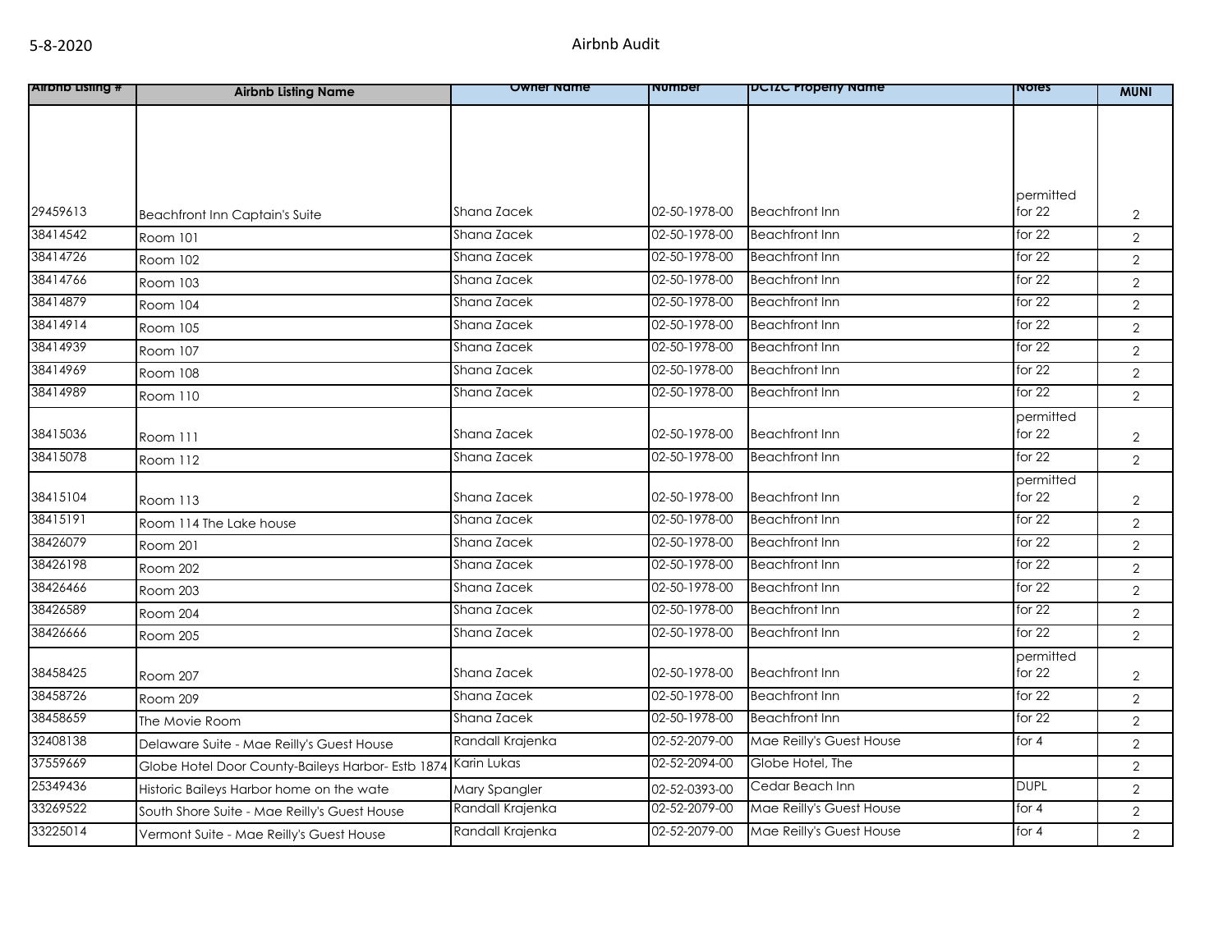| Airbnb Listing # | Airbnb Listing Name | Owner Name | Number | DCTZC Property Name | Notes | MUNI |
|---|---|---|---|---|---|---|
| 29459613 | Beachfront Inn Captain's Suite | Shana Zacek | 02-50-1978-00 | Beachfront Inn | permitted for 22 | 2 |
| 38414542 | Room 101 | Shana Zacek | 02-50-1978-00 | Beachfront Inn | for 22 | 2 |
| 38414726 | Room 102 | Shana Zacek | 02-50-1978-00 | Beachfront Inn | for 22 | 2 |
| 38414766 | Room 103 | Shana Zacek | 02-50-1978-00 | Beachfront Inn | for 22 | 2 |
| 38414879 | Room 104 | Shana Zacek | 02-50-1978-00 | Beachfront Inn | for 22 | 2 |
| 38414914 | Room 105 | Shana Zacek | 02-50-1978-00 | Beachfront Inn | for 22 | 2 |
| 38414939 | Room 107 | Shana Zacek | 02-50-1978-00 | Beachfront Inn | for 22 | 2 |
| 38414969 | Room 108 | Shana Zacek | 02-50-1978-00 | Beachfront Inn | for 22 | 2 |
| 38414989 | Room 110 | Shana Zacek | 02-50-1978-00 | Beachfront Inn | for 22 | 2 |
| 38415036 | Room 111 | Shana Zacek | 02-50-1978-00 | Beachfront Inn | permitted for 22 | 2 |
| 38415078 | Room 112 | Shana Zacek | 02-50-1978-00 | Beachfront Inn | for 22 | 2 |
| 38415104 | Room 113 | Shana Zacek | 02-50-1978-00 | Beachfront Inn | permitted for 22 | 2 |
| 38415191 | Room 114 The Lake house | Shana Zacek | 02-50-1978-00 | Beachfront Inn | for 22 | 2 |
| 38426079 | Room 201 | Shana Zacek | 02-50-1978-00 | Beachfront Inn | for 22 | 2 |
| 38426198 | Room 202 | Shana Zacek | 02-50-1978-00 | Beachfront Inn | for 22 | 2 |
| 38426466 | Room 203 | Shana Zacek | 02-50-1978-00 | Beachfront Inn | for 22 | 2 |
| 38426589 | Room 204 | Shana Zacek | 02-50-1978-00 | Beachfront Inn | for 22 | 2 |
| 38426666 | Room 205 | Shana Zacek | 02-50-1978-00 | Beachfront Inn | for 22 | 2 |
| 38458425 | Room 207 | Shana Zacek | 02-50-1978-00 | Beachfront Inn | permitted for 22 | 2 |
| 38458726 | Room 209 | Shana Zacek | 02-50-1978-00 | Beachfront Inn | for 22 | 2 |
| 38458659 | The Movie Room | Shana Zacek | 02-50-1978-00 | Beachfront Inn | for 22 | 2 |
| 32408138 | Delaware Suite - Mae Reilly's Guest House | Randall Krajenka | 02-52-2079-00 | Mae Reilly's Guest House | for 4 | 2 |
| 37559669 | Globe Hotel Door County-Baileys Harbor- Estb 1874 | Karin Lukas | 02-52-2094-00 | Globe Hotel, The | | 2 |
| 25349436 | Historic Baileys Harbor home on the wate | Mary Spangler | 02-52-0393-00 | Cedar Beach Inn | DUPL | 2 |
| 33269522 | South Shore Suite - Mae Reilly's Guest House | Randall Krajenka | 02-52-2079-00 | Mae Reilly's Guest House | for 4 | 2 |
| 33225014 | Vermont Suite - Mae Reilly's Guest House | Randall Krajenka | 02-52-2079-00 | Mae Reilly's Guest House | for 4 | 2 |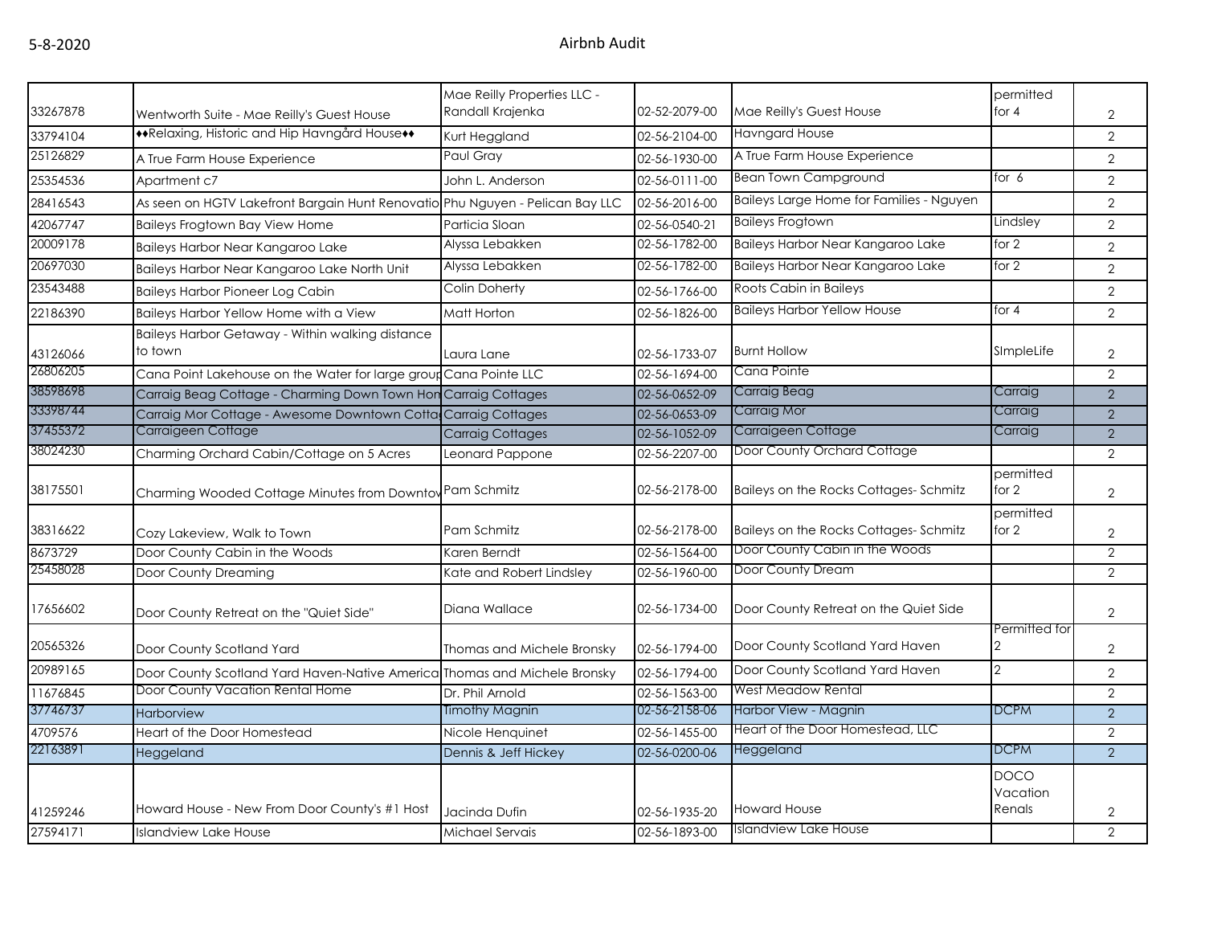| | | | | | | |
|---|---|---|---|---|---|---|
| 33267878 | Wentworth Suite - Mae Reilly's Guest House | Mae Reilly Properties LLC - Randall Krajenka | 02-52-2079-00 | Mae Reilly's Guest House | permitted for 4 | 2 |
| 33794104 | ♦♦Relaxing, Historic and Hip Havngård House♦♦ | Kurt Heggland | 02-56-2104-00 | Havngard House | | 2 |
| 25126829 | A True Farm House Experience | Paul Gray | 02-56-1930-00 | A True Farm House Experience | | 2 |
| 25354536 | Apartment c7 | John L. Anderson | 02-56-0111-00 | Bean Town Campground | for 6 | 2 |
| 28416543 | As seen on HGTV Lakefront Bargain Hunt Renovatio | Phu Nguyen - Pelican Bay LLC | 02-56-2016-00 | Baileys Large Home for Families - Nguyen | | 2 |
| 42067747 | Baileys Frogtown Bay View Home | Particia Sloan | 02-56-0540-21 | Baileys Frogtown | Lindsley | 2 |
| 20009178 | Baileys Harbor Near Kangaroo Lake | Alyssa Lebakken | 02-56-1782-00 | Baileys Harbor Near Kangaroo Lake | for 2 | 2 |
| 20697030 | Baileys Harbor Near Kangaroo Lake North Unit | Alyssa Lebakken | 02-56-1782-00 | Baileys Harbor Near Kangaroo Lake | for 2 | 2 |
| 23543488 | Baileys Harbor Pioneer Log Cabin | Colin Doherty | 02-56-1766-00 | Roots Cabin in Baileys | | 2 |
| 22186390 | Baileys Harbor Yellow Home with a View | Matt Horton | 02-56-1826-00 | Baileys Harbor Yellow House | for 4 | 2 |
| 43126066 | Baileys Harbor Getaway - Within walking distance to town | Laura Lane | 02-56-1733-07 | Burnt Hollow | SImpleLife | 2 |
| 26806205 | Cana Point Lakehouse on the Water for large group | Cana Pointe LLC | 02-56-1694-00 | Cana Pointe | | 2 |
| 38598698 | Carraig Beag Cottage - Charming Down Town Hom | Carraig Cottages | 02-56-0652-09 | Carraig Beag | Carraig | 2 |
| 33398744 | Carraig Mor Cottage - Awesome Downtown Cotta | Carraig Cottages | 02-56-0653-09 | Carraig Mor | Carraig | 2 |
| 37455372 | Carraigeen Cottage | Carraig Cottages | 02-56-1052-09 | Carraigeen Cottage | Carraig | 2 |
| 38024230 | Charming Orchard Cabin/Cottage on 5 Acres | Leonard Pappone | 02-56-2207-00 | Door County Orchard Cottage | | 2 |
| 38175501 | Charming Wooded Cottage Minutes from Downtov | Pam Schmitz | 02-56-2178-00 | Baileys on the Rocks Cottages- Schmitz | permitted for 2 | 2 |
| 38316622 | Cozy Lakeview, Walk to Town | Pam Schmitz | 02-56-2178-00 | Baileys on the Rocks Cottages- Schmitz | permitted for 2 | 2 |
| 8673729 | Door County Cabin in the Woods | Karen Berndt | 02-56-1564-00 | Door County Cabin in the Woods | | 2 |
| 25458028 | Door County Dreaming | Kate and Robert Lindsley | 02-56-1960-00 | Door County Dream | | 2 |
| 17656602 | Door County Retreat on the "Quiet Side" | Diana Wallace | 02-56-1734-00 | Door County Retreat on the Quiet Side | | 2 |
| 20565326 | Door County Scotland Yard | Thomas and Michele Bronsky | 02-56-1794-00 | Door County Scotland Yard Haven | Permitted for 2 | 2 |
| 20989165 | Door County Scotland Yard Haven-Native America | Thomas and Michele Bronsky | 02-56-1794-00 | Door County Scotland Yard Haven | 2 | 2 |
| 11676845 | Door County Vacation Rental Home | Dr. Phil Arnold | 02-56-1563-00 | West Meadow Rental | | 2 |
| 37746737 | Harborview | Timothy Magnin | 02-56-2158-06 | Harbor View - Magnin | DCPM | 2 |
| 4709576 | Heart of the Door Homestead | Nicole Henquinet | 02-56-1455-00 | Heart of the Door Homestead, LLC | | 2 |
| 22163891 | Heggeland | Dennis & Jeff Hickey | 02-56-0200-06 | Heggeland | DCPM | 2 |
| 41259246 | Howard House - New From Door County's #1 Host | Jacinda Dufin | 02-56-1935-20 | Howard House | DOCO Vacation Renals | 2 |
| 27594171 | Islandview Lake House | Michael Servais | 02-56-1893-00 | Islandview Lake House | | 2 |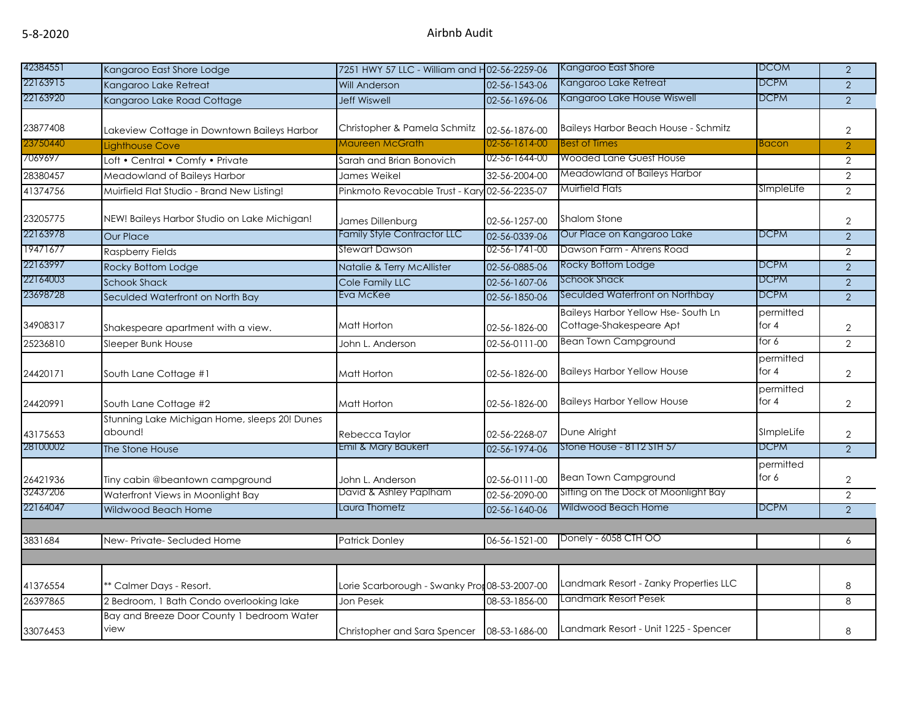| | | | | | | |
|---|---|---|---|---|---|---|
| 42384551 | Kangaroo East Shore Lodge | 7251 HWY 57 LLC - William and H | 02-56-2259-06 | Kangaroo East Shore | DCOM | 2 |
| 22163915 | Kangaroo Lake Retreat | Will Anderson | 02-56-1543-06 | Kangaroo Lake Retreat | DCPM | 2 |
| 22163920 | Kangaroo Lake Road Cottage | Jeff Wiswell | 02-56-1696-06 | Kangaroo Lake House Wiswell | DCPM | 2 |
| 23877408 | Lakeview Cottage in Downtown Baileys Harbor | Christopher & Pamela Schmitz | 02-56-1876-00 | Baileys Harbor Beach House - Schmitz | | 2 |
| 23750440 | Lighthouse Cove | Maureen McGrath | 02-56-1614-00 | Best of Times | Bacon | 2 |
| 7069697 | Loft • Central • Comfy • Private | Sarah and Brian Bonovich | 02-56-1644-00 | Wooded Lane Guest House | | 2 |
| 28380457 | Meadowland of Baileys Harbor | James Weikel | 32-56-2004-00 | Meadowland of Baileys Harbor | | 2 |
| 41374756 | Muirfield Flat Studio - Brand New Listing! | Pinkmoto Revocable Trust - Kary | 02-56-2235-07 | Muirfield Flats | SImpleLife | 2 |
| 23205775 | NEW! Baileys Harbor Studio on Lake Michigan! | James Dillenburg | 02-56-1257-00 | Shalom Stone | | 2 |
| 22163978 | Our Place | Family Style Contractor LLC | 02-56-0339-06 | Our Place on Kangaroo Lake | DCPM | 2 |
| 19471677 | Raspberry Fields | Stewart Dawson | 02-56-1741-00 | Dawson Farm - Ahrens Road | | 2 |
| 22163997 | Rocky Bottom Lodge | Natalie & Terry McAllister | 02-56-0885-06 | Rocky Bottom Lodge | DCPM | 2 |
| 22164003 | Schook Shack | Cole Family LLC | 02-56-1607-06 | Schook Shack | DCPM | 2 |
| 23698728 | Seculded Waterfront on North Bay | Eva McKee | 02-56-1850-06 | Seculded Waterfront on Northbay | DCPM | 2 |
| 34908317 | Shakespeare apartment with a view. | Matt Horton | 02-56-1826-00 | Baileys Harbor Yellow Hse- South Ln Cottage-Shakespeare Apt | permitted for 4 | 2 |
| 25236810 | Sleeper Bunk House | John L. Anderson | 02-56-0111-00 | Bean Town Campground | for 6 | 2 |
| 24420171 | South Lane Cottage #1 | Matt Horton | 02-56-1826-00 | Baileys Harbor Yellow House | permitted for 4 | 2 |
| 24420991 | South Lane Cottage #2 | Matt Horton | 02-56-1826-00 | Baileys Harbor Yellow House | permitted for 4 | 2 |
| 43175653 | Stunning Lake Michigan Home, sleeps 20! Dunes abound! | Rebecca Taylor | 02-56-2268-07 | Dune Alright | SImpleLife | 2 |
| 28100002 | The Stone House | Emil & Mary Baukert | 02-56-1974-06 | Stone House - 8112 STH 57 | DCPM | 2 |
| 26421936 | Tiny cabin @beantown campground | John L. Anderson | 02-56-0111-00 | Bean Town Campground | permitted for 6 | 2 |
| 32437206 | Waterfront Views in Moonlight Bay | David & Ashley Paplham | 02-56-2090-00 | Sitting on the Dock of Moonlight Bay | | 2 |
| 22164047 | Wildwood Beach Home | Laura Thometz | 02-56-1640-06 | Wildwood Beach Home | DCPM | 2 |
| | | | | | | |
| 3831684 | New- Private- Secluded Home | Patrick Donley | 06-56-1521-00 | Donely - 6058 CTH OO | | 6 |
| | | | | | | |
| 41376554 | ** Calmer Days - Resort. | Lorie Scarborough - Swanky Prop | 08-53-2007-00 | Landmark Resort - Zanky Properties LLC | | 8 |
| 26397865 | 2 Bedroom, 1 Bath Condo overlooking lake | Jon Pesek | 08-53-1856-00 | Landmark Resort Pesek | | 8 |
| 33076453 | Bay and Breeze Door County 1 bedroom Water view | Christopher and Sara Spencer | 08-53-1686-00 | Landmark Resort - Unit 1225 - Spencer | | 8 |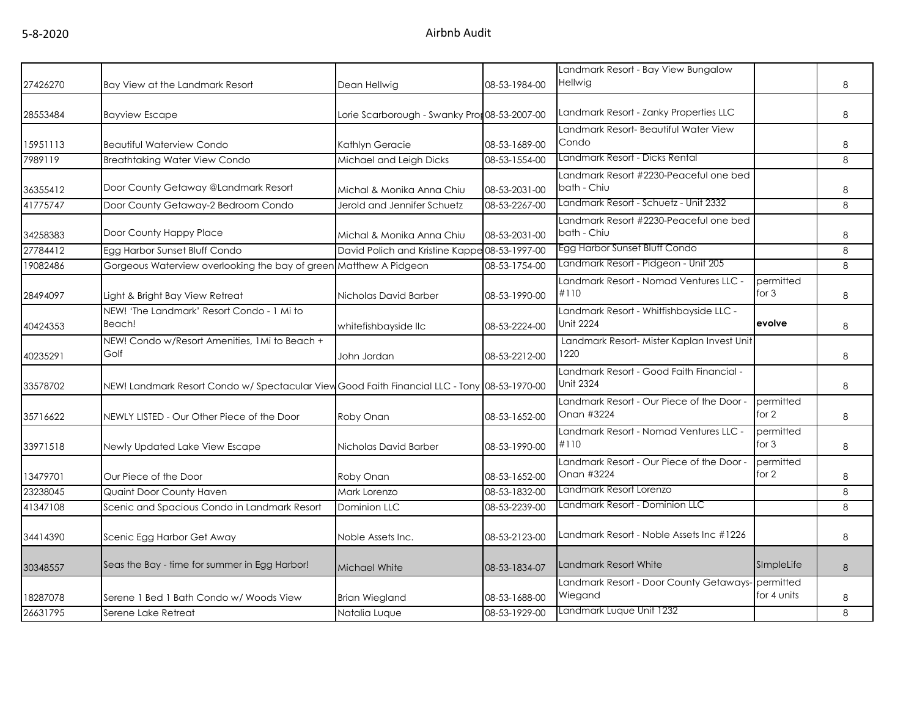| | | | | | | |
|---|---|---|---|---|---|---|
| 27426270 | Bay View at the Landmark Resort | Dean Hellwig | 08-53-1984-00 | Landmark Resort - Bay View Bungalow Hellwig | | 8 |
| 28553484 | Bayview Escape | Lorie Scarborough - Swanky Prop | 08-53-2007-00 | Landmark Resort - Zanky Properties LLC | | 8 |
| 15951113 | Beautiful Waterview Condo | Kathlyn Geracie | 08-53-1689-00 | Landmark Resort- Beautiful Water View Condo | | 8 |
| 7989119 | Breathtaking Water View Condo | Michael and Leigh Dicks | 08-53-1554-00 | Landmark Resort - Dicks Rental | | 8 |
| 36355412 | Door County Getaway @Landmark Resort | Michal & Monika Anna Chiu | 08-53-2031-00 | Landmark Resort #2230-Peaceful one bed bath - Chiu | | 8 |
| 41775747 | Door County Getaway-2 Bedroom Condo | Jerold and Jennifer Schuetz | 08-53-2267-00 | Landmark Resort - Schuetz - Unit 2332 | | 8 |
| 34258383 | Door County Happy Place | Michal & Monika Anna Chiu | 08-53-2031-00 | Landmark Resort #2230-Peaceful one bed bath - Chiu | | 8 |
| 27784412 | Egg Harbor Sunset Bluff Condo | David Polich and Kristine Kappe | 08-53-1997-00 | Egg Harbor Sunset Bluff Condo | | 8 |
| 19082486 | Gorgeous Waterview overlooking the bay of green | Matthew A Pidgeon | 08-53-1754-00 | Landmark Resort - Pidgeon - Unit 205 | | 8 |
| 28494097 | Light & Bright Bay View Retreat | Nicholas David Barber | 08-53-1990-00 | Landmark Resort - Nomad Ventures LLC - #110 | permitted for 3 | 8 |
| 40424353 | NEW! 'The Landmark' Resort Condo - 1 Mi to Beach! | whitefishbayside llc | 08-53-2224-00 | Landmark Resort - Whitfishbayside LLC - Unit 2224 | **evolve** | 8 |
| 40235291 | NEW! Condo w/Resort Amenities, 1Mi to Beach + Golf | John Jordan | 08-53-2212-00 | Landmark Resort- Mister Kaplan Invest Unit 1220 | | 8 |
| 33578702 | NEW! Landmark Resort Condo w/ Spectacular View | Good Faith Financial LLC - Tony | 08-53-1970-00 | Landmark Resort - Good Faith Financial - Unit 2324 | | 8 |
| 35716622 | NEWLY LISTED - Our Other Piece of the Door | Roby Onan | 08-53-1652-00 | Landmark Resort - Our Piece of the Door - Onan #3224 | permitted for 2 | 8 |
| 33971518 | Newly Updated Lake View Escape | Nicholas David Barber | 08-53-1990-00 | Landmark Resort - Nomad Ventures LLC - #110 | permitted for 3 | 8 |
| 13479701 | Our Piece of the Door | Roby Onan | 08-53-1652-00 | Landmark Resort - Our Piece of the Door - Onan #3224 | permitted for 2 | 8 |
| 23238045 | Quaint Door County Haven | Mark Lorenzo | 08-53-1832-00 | Landmark Resort Lorenzo | | 8 |
| 41347108 | Scenic and Spacious Condo in Landmark Resort | Dominion LLC | 08-53-2239-00 | Landmark Resort - Dominion LLC | | 8 |
| 34414390 | Scenic Egg Harbor Get Away | Noble Assets Inc. | 08-53-2123-00 | Landmark Resort - Noble Assets Inc #1226 | | 8 |
| 30348557 | Seas the Bay - time for summer in Egg Harbor! | Michael White | 08-53-1834-07 | Landmark Resort White | SImpleLife | 8 |
| 18287078 | Serene 1 Bed 1 Bath Condo w/ Woods View | Brian Wiegland | 08-53-1688-00 | Landmark Resort - Door County Getaways- Wiegand | permitted for 4 units | 8 |
| 26631795 | Serene Lake Retreat | Natalia Luque | 08-53-1929-00 | Landmark Luque Unit 1232 | | 8 |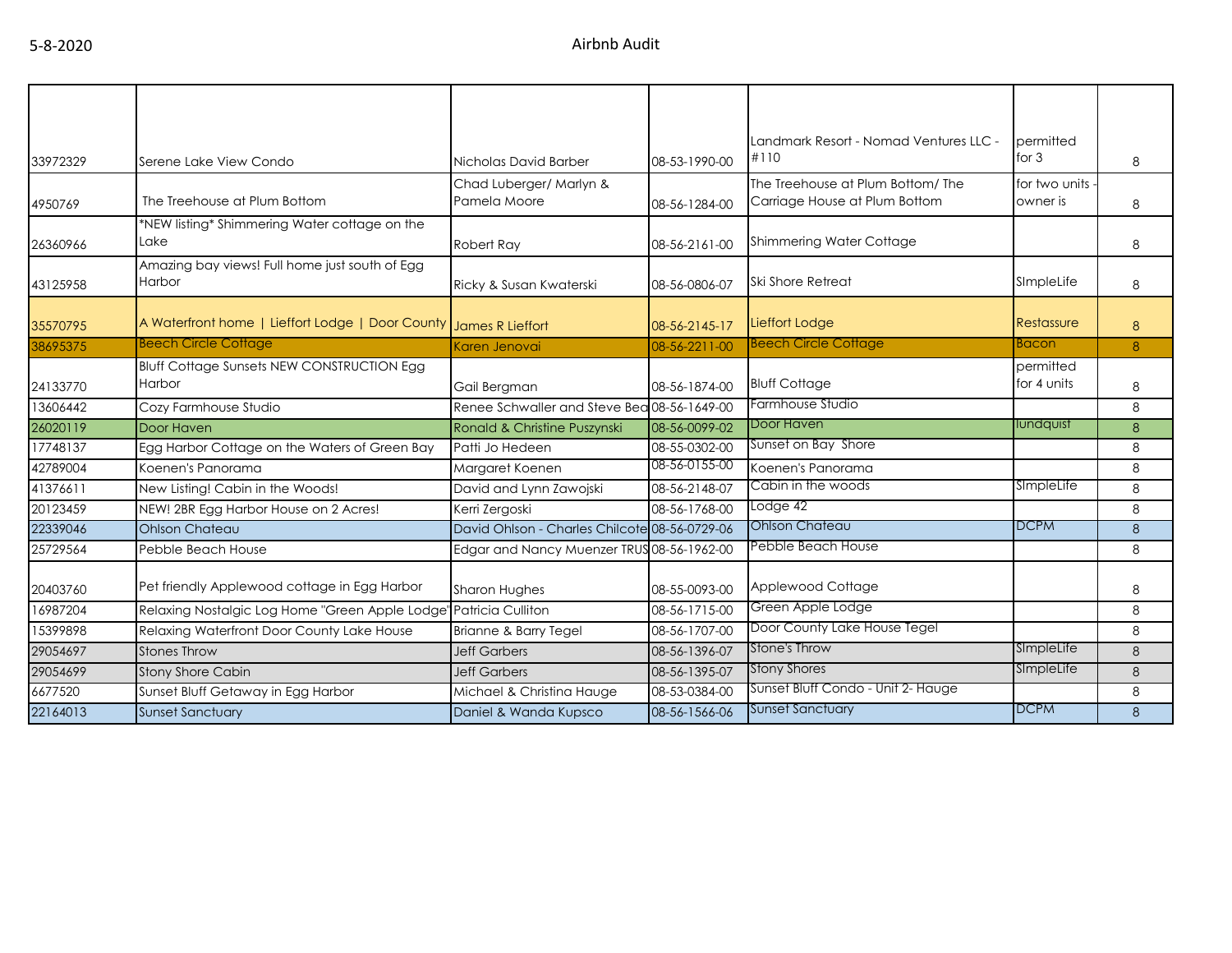| | | | | | | |
|---|---|---|---|---|---|---|
| 33972329 | Serene Lake View Condo | Nicholas David Barber | 08-53-1990-00 | Landmark Resort - Nomad Ventures LLC - #110 | permitted for 3 | 8 |
| 4950769 | The Treehouse at Plum Bottom | Chad Luberger/ Marlyn & Pamela Moore | 08-56-1284-00 | The Treehouse at Plum Bottom/ The Carriage House at Plum Bottom | for two units - owner is | 8 |
| 26360966 | *NEW listing* Shimmering Water cottage on the Lake | Robert Ray | 08-56-2161-00 | Shimmering Water Cottage | | 8 |
| 43125958 | Amazing bay views! Full home just south of Egg Harbor | Ricky & Susan Kwaterski | 08-56-0806-07 | Ski Shore Retreat | SImpleLife | 8 |
| 35570795 | A Waterfront home \| Lieffort Lodge \| Door County | James R Lieffort | 08-56-2145-17 | Lieffort Lodge | Restassure | 8 |
| 38695375 | Beech Circle Cottage | Karen Jenovai | 08-56-2211-00 | Beech Circle Cottage | Bacon | 8 |
| 24133770 | Bluff Cottage Sunsets NEW CONSTRUCTION Egg Harbor | Gail Bergman | 08-56-1874-00 | Bluff Cottage | permitted for 4 units | 8 |
| 13606442 | Cozy Farmhouse Studio | Renee Schwaller and Steve Bea | 08-56-1649-00 | Farmhouse Studio | | 8 |
| 26020119 | Door Haven | Ronald & Christine Puszynski | 08-56-0099-02 | Door Haven | lundquist | 8 |
| 17748137 | Egg Harbor Cottage on the Waters of Green Bay | Patti Jo Hedeen | 08-55-0302-00 | Sunset on Bay Shore | | 8 |
| 42789004 | Koenen's Panorama | Margaret Koenen | 08-56-0155-00 | Koenen's Panorama | | 8 |
| 41376611 | New Listing! Cabin in the Woods! | David and Lynn Zawojski | 08-56-2148-07 | Cabin in the woods | SImpleLife | 8 |
| 20123459 | NEW! 2BR Egg Harbor House on 2 Acres! | Kerri Zergoski | 08-56-1768-00 | Lodge 42 | | 8 |
| 22339046 | Ohlson Chateau | David Ohlson - Charles Chilcote | 08-56-0729-06 | Ohlson Chateau | DCPM | 8 |
| 25729564 | Pebble Beach House | Edgar and Nancy Muenzer TRUS | 08-56-1962-00 | Pebble Beach House | | 8 |
| 20403760 | Pet friendly Applewood cottage in Egg Harbor | Sharon Hughes | 08-55-0093-00 | Applewood Cottage | | 8 |
| 16987204 | Relaxing Nostalgic Log Home "Green Apple Lodge" | Patricia Culliton | 08-56-1715-00 | Green Apple Lodge | | 8 |
| 15399898 | Relaxing Waterfront Door County Lake House | Brianne & Barry Tegel | 08-56-1707-00 | Door County Lake House Tegel | | 8 |
| 29054697 | Stones Throw | Jeff Garbers | 08-56-1396-07 | Stone's Throw | SImpleLife | 8 |
| 29054699 | Stony Shore Cabin | Jeff Garbers | 08-56-1395-07 | Stony Shores | SImpleLife | 8 |
| 6677520 | Sunset Bluff Getaway in Egg Harbor | Michael & Christina Hauge | 08-53-0384-00 | Sunset Bluff Condo - Unit 2- Hauge | | 8 |
| 22164013 | Sunset Sanctuary | Daniel & Wanda Kupsco | 08-56-1566-06 | Sunset Sanctuary | DCPM | 8 |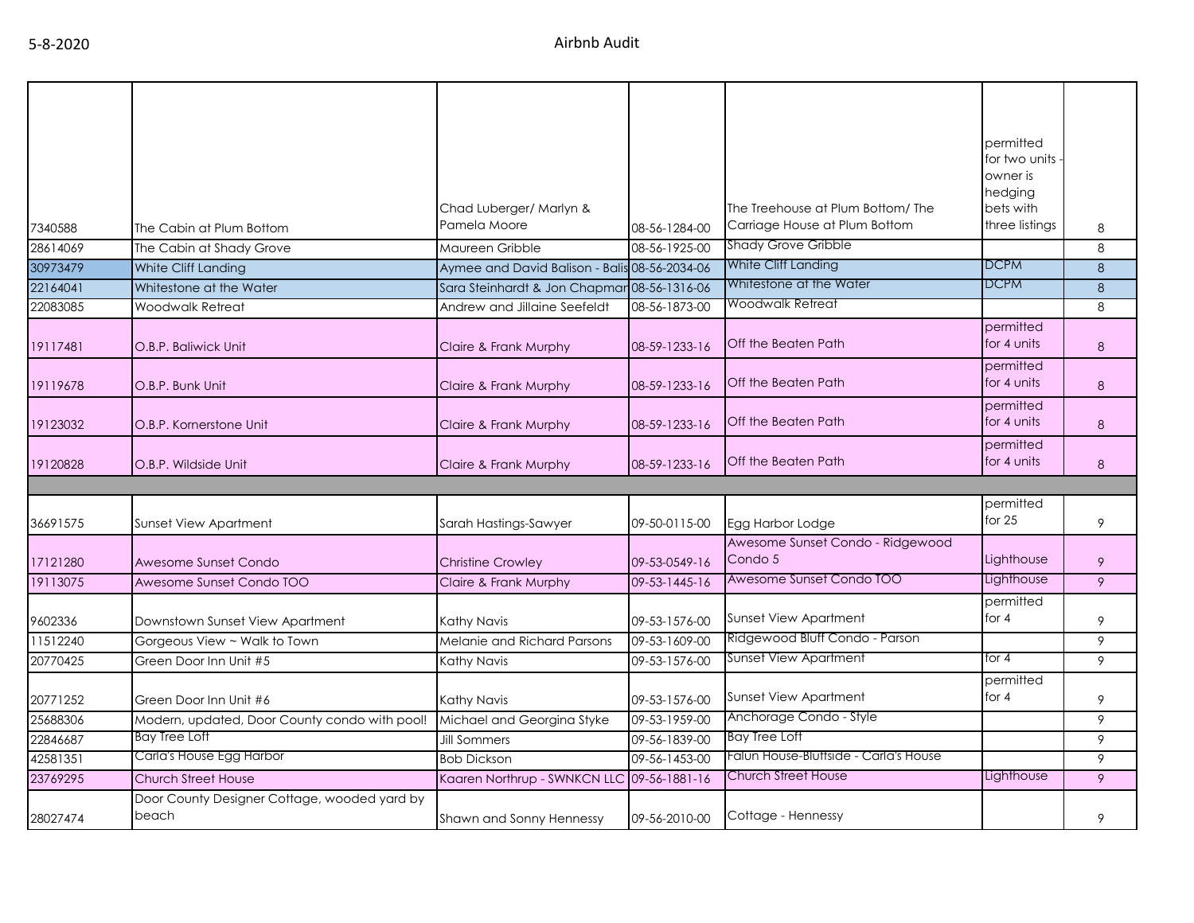| | | | | | | |
|---|---|---|---|---|---|---|
| 7340588 | The Cabin at Plum Bottom | Chad Luberger/ Marlyn & Pamela Moore | 08-56-1284-00 | The Treehouse at Plum Bottom/ The Carriage House at Plum Bottom | permitted for two units - owner is hedging bets with three listings | 8 |
| 28614069 | The Cabin at Shady Grove | Maureen Gribble | 08-56-1925-00 | Shady Grove Gribble | | 8 |
| 30973479 | White Cliff Landing | Aymee and David Balison - Balis | 08-56-2034-06 | White Cliff Landing | DCPM | 8 |
| 22164041 | Whitestone at the Water | Sara Steinhardt & Jon Chapman | 08-56-1316-06 | Whitestone at the Water | DCPM | 8 |
| 22083085 | Woodwalk Retreat | Andrew and Jillaine Seefeldt | 08-56-1873-00 | Woodwalk Retreat | | 8 |
| 19117481 | O.B.P. Baliwick Unit | Claire & Frank Murphy | 08-59-1233-16 | Off the Beaten Path | permitted for 4 units | 8 |
| 19119678 | O.B.P. Bunk Unit | Claire & Frank Murphy | 08-59-1233-16 | Off the Beaten Path | permitted for 4 units | 8 |
| 19123032 | O.B.P. Kornerstone Unit | Claire & Frank Murphy | 08-59-1233-16 | Off the Beaten Path | permitted for 4 units | 8 |
| 19120828 | O.B.P. Wildside Unit | Claire & Frank Murphy | 08-59-1233-16 | Off the Beaten Path | permitted for 4 units | 8 |
| | | | | | | |
| 36691575 | Sunset View Apartment | Sarah Hastings-Sawyer | 09-50-0115-00 | Egg Harbor Lodge | permitted for 25 | 9 |
| 17121280 | Awesome Sunset Condo | Christine Crowley | 09-53-0549-16 | Awesome Sunset Condo - Ridgewood Condo 5 | Lighthouse | 9 |
| 19113075 | Awesome Sunset Condo TOO | Claire & Frank Murphy | 09-53-1445-16 | Awesome Sunset Condo TOO | Lighthouse | 9 |
| 9602336 | Downtown Sunset View Apartment | Kathy Navis | 09-53-1576-00 | Sunset View Apartment | permitted for 4 | 9 |
| 11512240 | Gorgeous View ~ Walk to Town | Melanie and Richard Parsons | 09-53-1609-00 | Ridgewood Bluff Condo - Parson | | 9 |
| 20770425 | Green Door Inn Unit #5 | Kathy Navis | 09-53-1576-00 | Sunset View Apartment | for 4 | 9 |
| 20771252 | Green Door Inn Unit #6 | Kathy Navis | 09-53-1576-00 | Sunset View Apartment | permitted for 4 | 9 |
| 25688306 | Modern, updated, Door County condo with pool! | Michael and Georgina Styke | 09-53-1959-00 | Anchorage Condo - Style | | 9 |
| 22846687 | Bay Tree Loft | Jill Sommers | 09-56-1839-00 | Bay Tree Loft | | 9 |
| 42581351 | Carla's House Egg Harbor | Bob Dickson | 09-56-1453-00 | Falun House-Bluffside - Carla's House | | 9 |
| 23769295 | Church Street House | Kaaren Northrup - SWNKCN LLC | 09-56-1881-16 | Church Street House | Lighthouse | 9 |
| 28027474 | Door County Designer Cottage, wooded yard by beach | Shawn and Sonny Hennessy | 09-56-2010-00 | Cottage - Hennessy | | 9 |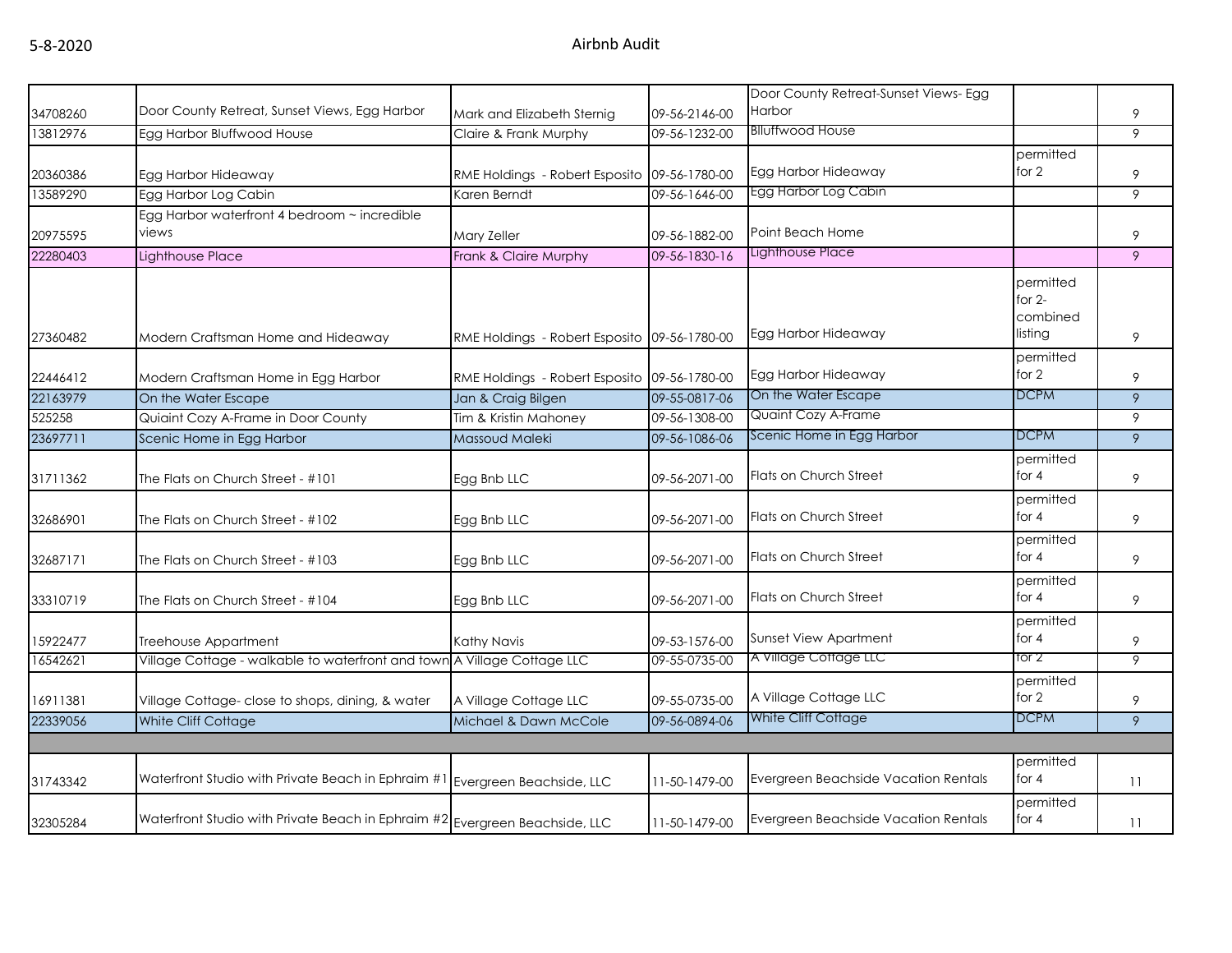| | | | | | | |
|---|---|---|---|---|---|---|
| 34708260 | Door County Retreat, Sunset Views, Egg Harbor | Mark and Elizabeth Sternig | 09-56-2146-00 | Door County Retreat-Sunset Views- Egg Harbor | | 9 |
| 13812976 | Egg Harbor Bluffwood House | Claire & Frank Murphy | 09-56-1232-00 | Blluffwood House | | 9 |
| 20360386 | Egg Harbor Hideaway | RME Holdings - Robert Esposito | 09-56-1780-00 | Egg Harbor Hideaway | permitted for 2 | 9 |
| 13589290 | Egg Harbor Log Cabin | Karen Berndt | 09-56-1646-00 | Egg Harbor Log Cabin | | 9 |
| 20975595 | Egg Harbor waterfront 4 bedroom ~ incredible views | Mary Zeller | 09-56-1882-00 | Point Beach Home | | 9 |
| 22280403 | Lighthouse Place | Frank & Claire Murphy | 09-56-1830-16 | Lighthouse Place | | 9 |
| 27360482 | Modern Craftsman Home and Hideaway | RME Holdings - Robert Esposito | 09-56-1780-00 | Egg Harbor Hideaway | permitted for 2- combined listing | 9 |
| 22446412 | Modern Craftsman Home in Egg Harbor | RME Holdings - Robert Esposito | 09-56-1780-00 | Egg Harbor Hideaway | permitted for 2 | 9 |
| 22163979 | On the Water Escape | Jan & Craig Bilgen | 09-55-0817-06 | On the Water Escape | DCPM | 9 |
| 525258 | Quiaint Cozy A-Frame in Door County | Tim & Kristin Mahoney | 09-56-1308-00 | Quaint Cozy A-Frame | | 9 |
| 23697711 | Scenic Home in Egg Harbor | Massoud Maleki | 09-56-1086-06 | Scenic Home in Egg Harbor | DCPM | 9 |
| 31711362 | The Flats on Church Street - #101 | Egg Bnb LLC | 09-56-2071-00 | Flats on Church Street | permitted for 4 | 9 |
| 32686901 | The Flats on Church Street - #102 | Egg Bnb LLC | 09-56-2071-00 | Flats on Church Street | permitted for 4 | 9 |
| 32687171 | The Flats on Church Street - #103 | Egg Bnb LLC | 09-56-2071-00 | Flats on Church Street | permitted for 4 | 9 |
| 33310719 | The Flats on Church Street - #104 | Egg Bnb LLC | 09-56-2071-00 | Flats on Church Street | permitted for 4 | 9 |
| 15922477 | Treehouse Appartment | Kathy Navis | 09-53-1576-00 | Sunset View Apartment | permitted for 4 | 9 |
| 16542621 | Village Cottage - walkable to waterfront and town | A Village Cottage LLC | 09-55-0735-00 | A Village Cottage LLC | for 2 | 9 |
| 16911381 | Village Cottage- close to shops, dining, & water | A Village Cottage LLC | 09-55-0735-00 | A Village Cottage LLC | permitted for 2 | 9 |
| 22339056 | White Cliff Cottage | Michael & Dawn McCole | 09-56-0894-06 | White Cliff Cottage | DCPM | 9 |
| | | | | | | |
| 31743342 | Waterfront Studio with Private Beach in Ephraim #1 | Evergreen Beachside, LLC | 11-50-1479-00 | Evergreen Beachside Vacation Rentals | permitted for 4 | 11 |
| 32305284 | Waterfront Studio with Private Beach in Ephraim #2 | Evergreen Beachside, LLC | 11-50-1479-00 | Evergreen Beachside Vacation Rentals | permitted for 4 | 11 |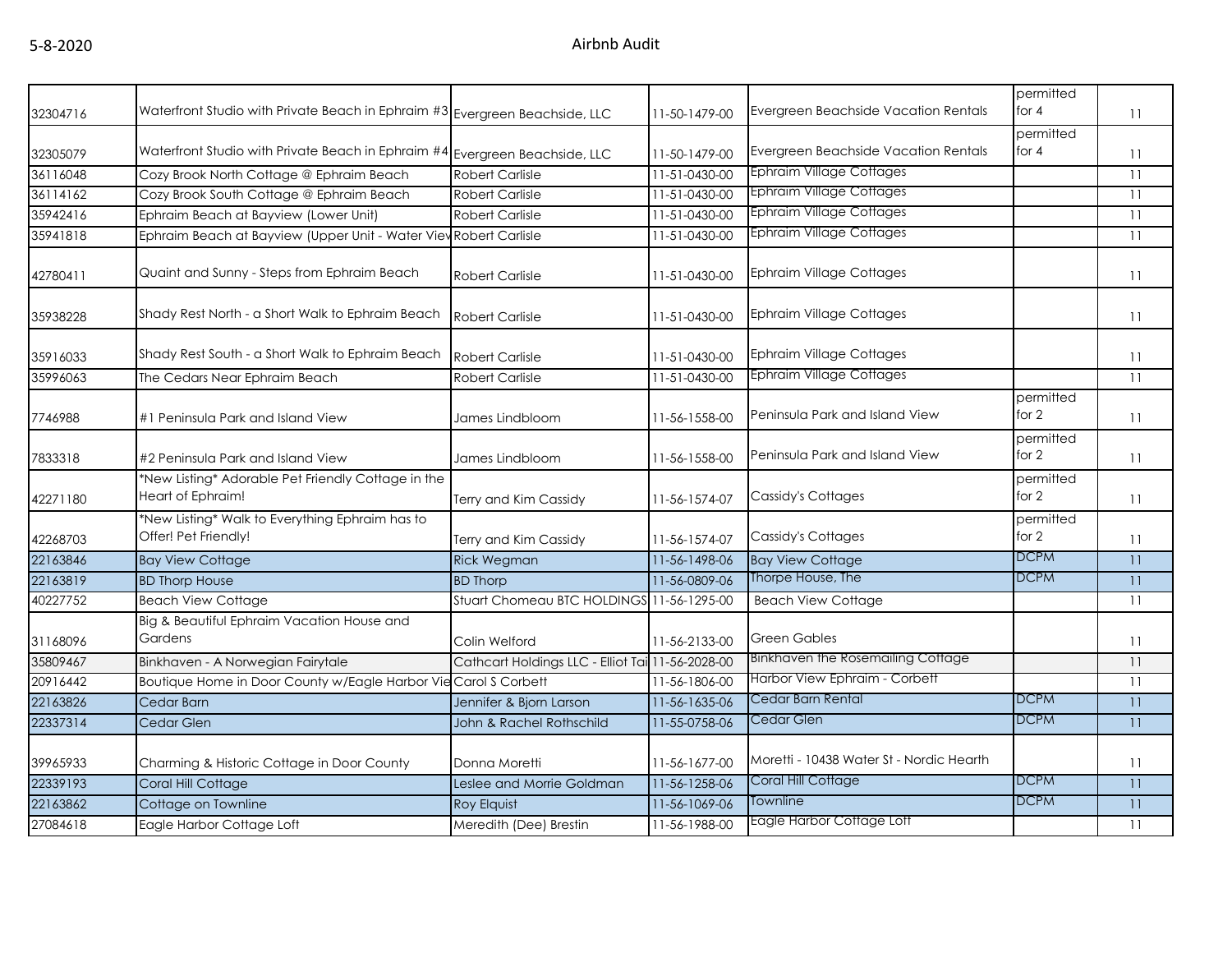| | | | | | | |
|---|---|---|---|---|---|---|
| 32304716 | Waterfront Studio with Private Beach in Ephraim #3 | Evergreen Beachside, LLC | 11-50-1479-00 | Evergreen Beachside Vacation Rentals | permitted for 4 | 11 |
| 32305079 | Waterfront Studio with Private Beach in Ephraim #4 | Evergreen Beachside, LLC | 11-50-1479-00 | Evergreen Beachside Vacation Rentals | permitted for 4 | 11 |
| 36116048 | Cozy Brook North Cottage @ Ephraim Beach | Robert Carlisle | 11-51-0430-00 | Ephraim Village Cottages | | 11 |
| 36114162 | Cozy Brook South Cottage @ Ephraim Beach | Robert Carlisle | 11-51-0430-00 | Ephraim Village Cottages | | 11 |
| 35942416 | Ephraim Beach at Bayview (Lower Unit) | Robert Carlisle | 11-51-0430-00 | Ephraim Village Cottages | | 11 |
| 35941818 | Ephraim Beach at Bayview (Upper Unit - Water View | Robert Carlisle | 11-51-0430-00 | Ephraim Village Cottages | | 11 |
| 42780411 | Quaint and Sunny - Steps from Ephraim Beach | Robert Carlisle | 11-51-0430-00 | Ephraim Village Cottages | | 11 |
| 35938228 | Shady Rest North - a Short Walk to Ephraim Beach | Robert Carlisle | 11-51-0430-00 | Ephraim Village Cottages | | 11 |
| 35916033 | Shady Rest South - a Short Walk to Ephraim Beach | Robert Carlisle | 11-51-0430-00 | Ephraim Village Cottages | | 11 |
| 35996063 | The Cedars Near Ephraim Beach | Robert Carlisle | 11-51-0430-00 | Ephraim Village Cottages | | 11 |
| 7746988 | #1 Peninsula Park and Island View | James Lindbloom | 11-56-1558-00 | Peninsula Park and Island View | permitted for 2 | 11 |
| 7833318 | #2 Peninsula Park and Island View | James Lindbloom | 11-56-1558-00 | Peninsula Park and Island View | permitted for 2 | 11 |
| 42271180 | *New Listing* Adorable Pet Friendly Cottage in the Heart of Ephraim! | Terry and Kim Cassidy | 11-56-1574-07 | Cassidy's Cottages | permitted for 2 | 11 |
| 42268703 | *New Listing* Walk to Everything Ephraim has to Offer! Pet Friendly! | Terry and Kim Cassidy | 11-56-1574-07 | Cassidy's Cottages | permitted for 2 | 11 |
| 22163846 | Bay View Cottage | Rick Wegman | 11-56-1498-06 | Bay View Cottage | DCPM | 11 |
| 22163819 | BD Thorp House | BD Thorp | 11-56-0809-06 | Thorpe House, The | DCPM | 11 |
| 40227752 | Beach View Cottage | Stuart Chomeau BTC HOLDINGS | 11-56-1295-00 | Beach View Cottage | | 11 |
| 31168096 | Big & Beautiful Ephraim Vacation House and Gardens | Colin Welford | 11-56-2133-00 | Green Gables | | 11 |
| 35809467 | Binkhaven - A Norwegian Fairytale | Cathcart Holdings LLC - Elliot Tai | 11-56-2028-00 | Binkhaven the Rosemailing Cottage | | 11 |
| 20916442 | Boutique Home in Door County w/Eagle Harbor Vie | Carol S Corbett | 11-56-1806-00 | Harbor View Ephraim - Corbett | | 11 |
| 22163826 | Cedar Barn | Jennifer & Bjorn Larson | 11-56-1635-06 | Cedar Barn Rental | DCPM | 11 |
| 22337314 | Cedar Glen | John & Rachel Rothschild | 11-55-0758-06 | Cedar Glen | DCPM | 11 |
| 39965933 | Charming & Historic Cottage in Door County | Donna Moretti | 11-56-1677-00 | Moretti - 10438 Water St - Nordic Hearth | | 11 |
| 22339193 | Coral Hill Cottage | Leslee and Morrie Goldman | 11-56-1258-06 | Coral Hill Cottage | DCPM | 11 |
| 22163862 | Cottage on Townline | Roy Elquist | 11-56-1069-06 | Townline | DCPM | 11 |
| 27084618 | Eagle Harbor Cottage Loft | Meredith (Dee) Brestin | 11-56-1988-00 | Eagle Harbor Cottage Loft | | 11 |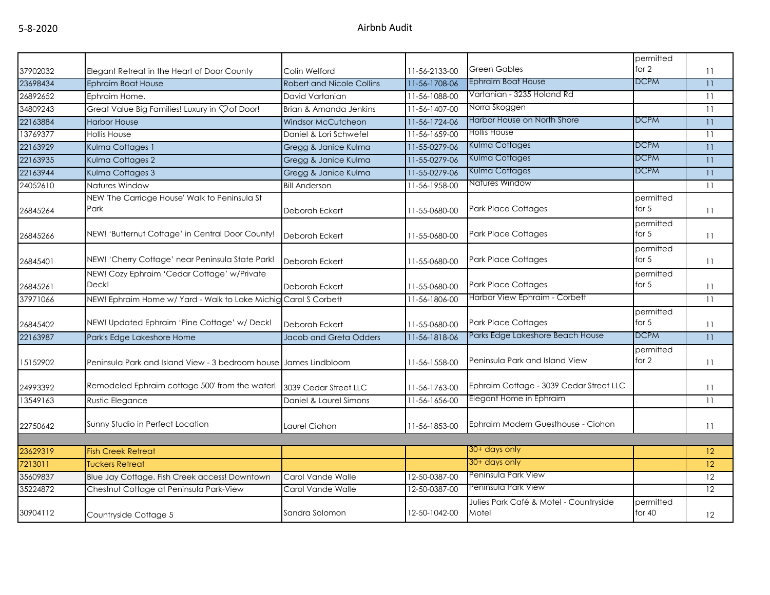| | | | | | | |
|---|---|---|---|---|---|---|
| 37902032 | Elegant Retreat in the Heart of Door County | Colin Welford | 11-56-2133-00 | Green Gables | permitted for 2 | 11 |
| 23698434 | Ephraim Boat House | Robert and Nicole Collins | 11-56-1708-06 | Ephraim Boat House | DCPM | 11 |
| 26892652 | Ephraim Home. | David Vartanian | 11-56-1088-00 | Vartanian - 3235 Holand Rd | | 11 |
| 34809243 | Great Value Big Families! Luxury in ♡of Door! | Brian & Amanda Jenkins | 11-56-1407-00 | Norra Skoggen | | 11 |
| 22163884 | Harbor House | Windsor McCutcheon | 11-56-1724-06 | Harbor House on North Shore | DCPM | 11 |
| 13769377 | Hollis House | Daniel & Lori Schwefel | 11-56-1659-00 | Hollis House | | 11 |
| 22163929 | Kulma Cottages 1 | Gregg & Janice Kulma | 11-55-0279-06 | Kulma Cottages | DCPM | 11 |
| 22163935 | Kulma Cottages 2 | Gregg & Janice Kulma | 11-55-0279-06 | Kulma Cottages | DCPM | 11 |
| 22163944 | Kulma Cottages 3 | Gregg & Janice Kulma | 11-55-0279-06 | Kulma Cottages | DCPM | 11 |
| 24052610 | Natures Window | Bill Anderson | 11-56-1958-00 | Natures Window | | 11 |
| 26845264 | NEW 'The Carriage House' Walk to Peninsula St Park | Deborah Eckert | 11-55-0680-00 | Park Place Cottages | permitted for 5 | 11 |
| 26845266 | NEW! 'Butternut Cottage' in Central Door County! | Deborah Eckert | 11-55-0680-00 | Park Place Cottages | permitted for 5 | 11 |
| 26845401 | NEW! 'Cherry Cottage' near Peninsula State Park! | Deborah Eckert | 11-55-0680-00 | Park Place Cottages | permitted for 5 | 11 |
| 26845261 | NEW! Cozy Ephraim 'Cedar Cottage' w/Private Deck! | Deborah Eckert | 11-55-0680-00 | Park Place Cottages | permitted for 5 | 11 |
| 37971066 | NEW! Ephraim Home w/ Yard - Walk to Lake Michig | Carol S Corbett | 11-56-1806-00 | Harbor View Ephraim - Corbett | | 11 |
| 26845402 | NEW! Updated Ephraim 'Pine Cottage' w/ Deck! | Deborah Eckert | 11-55-0680-00 | Park Place Cottages | permitted for 5 | 11 |
| 22163987 | Park's Edge Lakeshore Home | Jacob and Greta Odders | 11-56-1818-06 | Parks Edge Lakeshore Beach House | DCPM | 11 |
| 15152902 | Peninsula Park and Island View - 3 bedroom house | James Lindbloom | 11-56-1558-00 | Peninsula Park and Island View | permitted for 2 | 11 |
| 24993392 | Remodeled Ephraim cottage 500' from the water! | 3039 Cedar Street LLC | 11-56-1763-00 | Ephraim Cottage - 3039 Cedar Street LLC | | 11 |
| 13549163 | Rustic Elegance | Daniel & Laurel Simons | 11-56-1656-00 | Elegant Home in Ephraim | | 11 |
| 22750642 | Sunny Studio in Perfect Location | Laurel Ciohon | 11-56-1853-00 | Ephraim Modern Guesthouse - Ciohon | | 11 |
| | | | | | | |
| 23629319 | Fish Creek Retreat | | | 30+ days only | | 12 |
| 7213011 | Tuckers Retreat | | | 30+ days only | | 12 |
| 35609837 | Blue Jay Cottage. Fish Creek access! Downtown | Carol Vande Walle | 12-50-0387-00 | Peninsula Park View | | 12 |
| 35224872 | Chestnut Cottage at Peninsula Park-View | Carol Vande Walle | 12-50-0387-00 | Peninsula Park View | | 12 |
| 30904112 | Countryside Cottage 5 | Sandra Solomon | 12-50-1042-00 | Julies Park Café & Motel - Countryside Motel | permitted for 40 | 12 |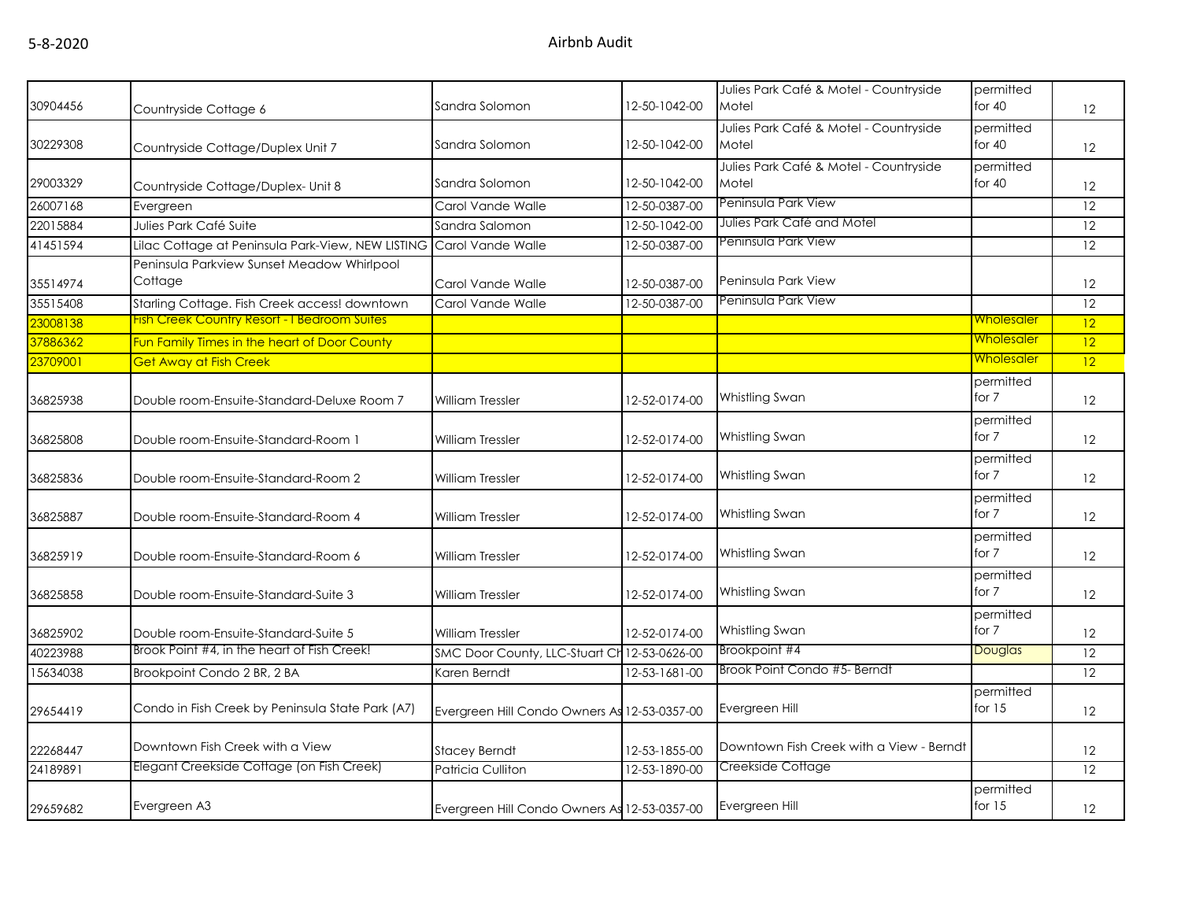| | | | | | | |
|---|---|---|---|---|---|---|
| 30904456 | Countryside Cottage 6 | Sandra Solomon | 12-50-1042-00 | Julies Park Café & Motel - Countryside Motel | permitted for 40 | 12 |
| 30229308 | Countryside Cottage/Duplex Unit 7 | Sandra Solomon | 12-50-1042-00 | Julies Park Café & Motel - Countryside Motel | permitted for 40 | 12 |
| 29003329 | Countryside Cottage/Duplex- Unit 8 | Sandra Solomon | 12-50-1042-00 | Julies Park Café & Motel - Countryside Motel | permitted for 40 | 12 |
| 26007168 | Evergreen | Carol Vande Walle | 12-50-0387-00 | Peninsula Park View | | 12 |
| 22015884 | Julies Park Café Suite | Sandra Salomon | 12-50-1042-00 | Julies Park Café and Motel | | 12 |
| 41451594 | Lilac Cottage at Peninsula Park-View, NEW LISTING | Carol Vande Walle | 12-50-0387-00 | Peninsula Park View | | 12 |
| 35514974 | Peninsula Parkview Sunset Meadow Whirlpool Cottage | Carol Vande Walle | 12-50-0387-00 | Peninsula Park View | | 12 |
| 35515408 | Starling Cottage. Fish Creek access! downtown | Carol Vande Walle | 12-50-0387-00 | Peninsula Park View | | 12 |
| 23008138 | Fish Creek Country Resort - 1 Bedroom Suites | | | | Wholesaler | 12 |
| 37886362 | Fun Family Times in the heart of Door County | | | | Wholesaler | 12 |
| 23709001 | Get Away at Fish Creek | | | | Wholesaler | 12 |
| 36825938 | Double room-Ensuite-Standard-Deluxe Room 7 | William Tressler | 12-52-0174-00 | Whistling Swan | permitted for 7 | 12 |
| 36825808 | Double room-Ensuite-Standard-Room 1 | William Tressler | 12-52-0174-00 | Whistling Swan | permitted for 7 | 12 |
| 36825836 | Double room-Ensuite-Standard-Room 2 | William Tressler | 12-52-0174-00 | Whistling Swan | permitted for 7 | 12 |
| 36825887 | Double room-Ensuite-Standard-Room 4 | William Tressler | 12-52-0174-00 | Whistling Swan | permitted for 7 | 12 |
| 36825919 | Double room-Ensuite-Standard-Room 6 | William Tressler | 12-52-0174-00 | Whistling Swan | permitted for 7 | 12 |
| 36825858 | Double room-Ensuite-Standard-Suite 3 | William Tressler | 12-52-0174-00 | Whistling Swan | permitted for 7 | 12 |
| 36825902 | Double room-Ensuite-Standard-Suite 5 | William Tressler | 12-52-0174-00 | Whistling Swan | permitted for 7 | 12 |
| 40223988 | Brook Point #4, in the heart of Fish Creek! | SMC Door County, LLC-Stuart Ch | 12-53-0626-00 | Brookpoint #4 | Douglas | 12 |
| 15634038 | Brookpoint Condo 2 BR, 2 BA | Karen Berndt | 12-53-1681-00 | Brook Point Condo #5- Berndt | | 12 |
| 29654419 | Condo in Fish Creek by Peninsula State Park (A7) | Evergreen Hill Condo Owners As | 12-53-0357-00 | Evergreen Hill | permitted for 15 | 12 |
| 22268447 | Downtown Fish Creek with a View | Stacey Berndt | 12-53-1855-00 | Downtown Fish Creek with a View - Berndt | | 12 |
| 24189891 | Elegant Creekside Cottage (on Fish Creek) | Patricia Culliton | 12-53-1890-00 | Creekside Cottage | | 12 |
| 29659682 | Evergreen A3 | Evergreen Hill Condo Owners As | 12-53-0357-00 | Evergreen Hill | permitted for 15 | 12 |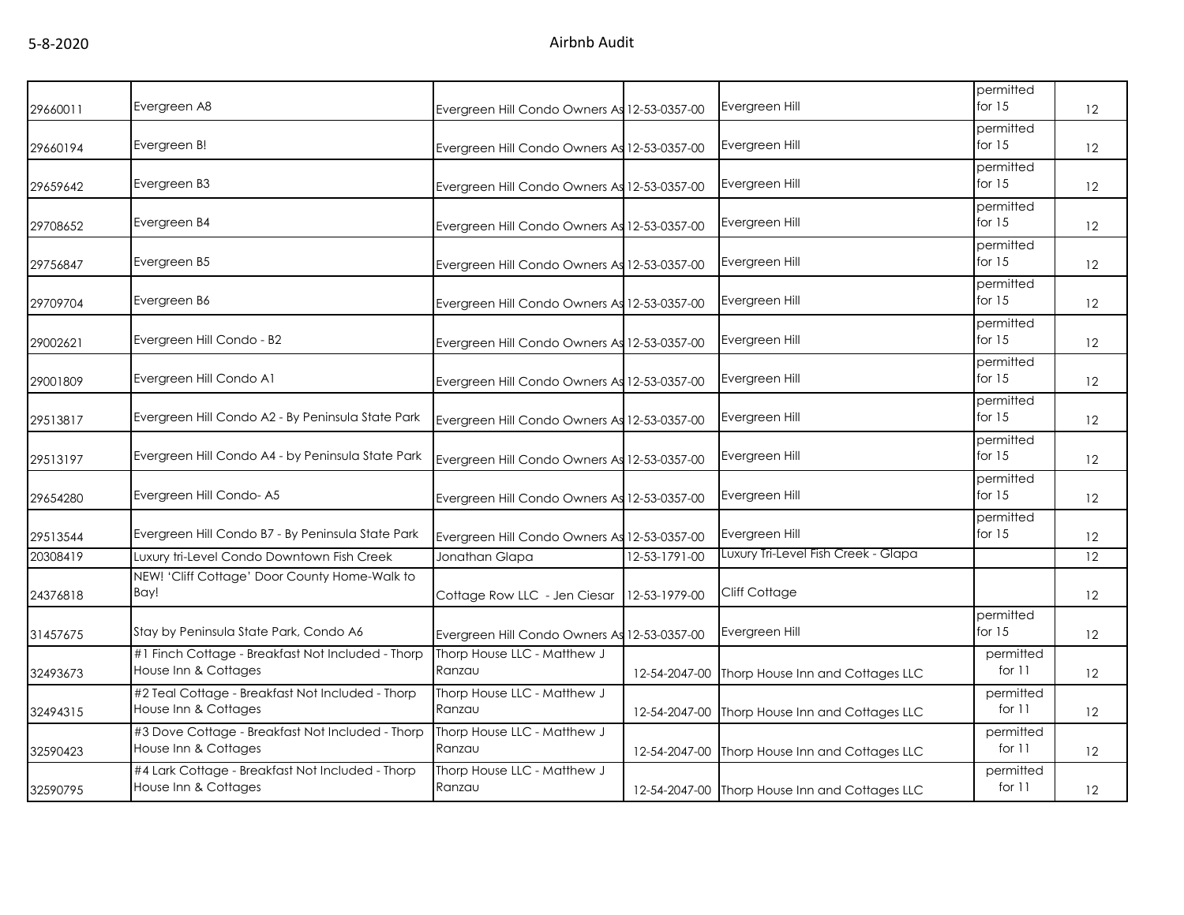| | | | | | | |
|---|---|---|---|---|---|---|
| 29660011 | Evergreen A8 | Evergreen Hill Condo Owners As | 12-53-0357-00 | Evergreen Hill | permitted for 15 | 12 |
| 29660194 | Evergreen B! | Evergreen Hill Condo Owners As | 12-53-0357-00 | Evergreen Hill | permitted for 15 | 12 |
| 29659642 | Evergreen B3 | Evergreen Hill Condo Owners As | 12-53-0357-00 | Evergreen Hill | permitted for 15 | 12 |
| 29708652 | Evergreen B4 | Evergreen Hill Condo Owners As | 12-53-0357-00 | Evergreen Hill | permitted for 15 | 12 |
| 29756847 | Evergreen B5 | Evergreen Hill Condo Owners As | 12-53-0357-00 | Evergreen Hill | permitted for 15 | 12 |
| 29709704 | Evergreen B6 | Evergreen Hill Condo Owners As | 12-53-0357-00 | Evergreen Hill | permitted for 15 | 12 |
| 29002621 | Evergreen Hill Condo - B2 | Evergreen Hill Condo Owners As | 12-53-0357-00 | Evergreen Hill | permitted for 15 | 12 |
| 29001809 | Evergreen Hill Condo A1 | Evergreen Hill Condo Owners As | 12-53-0357-00 | Evergreen Hill | permitted for 15 | 12 |
| 29513817 | Evergreen Hill Condo A2 - By Peninsula State Park | Evergreen Hill Condo Owners As | 12-53-0357-00 | Evergreen Hill | permitted for 15 | 12 |
| 29513197 | Evergreen Hill Condo A4 - by Peninsula State Park | Evergreen Hill Condo Owners As | 12-53-0357-00 | Evergreen Hill | permitted for 15 | 12 |
| 29654280 | Evergreen Hill Condo- A5 | Evergreen Hill Condo Owners As | 12-53-0357-00 | Evergreen Hill | permitted for 15 | 12 |
| 29513544 | Evergreen Hill Condo B7 - By Peninsula State Park | Evergreen Hill Condo Owners As | 12-53-0357-00 | Evergreen Hill | permitted for 15 | 12 |
| 20308419 | Luxury tri-Level Condo Downtown Fish Creek | Jonathan Glapa | 12-53-1791-00 | Luxury Tri-Level Fish Creek - Glapa | | 12 |
| 24376818 | NEW! 'Cliff Cottage' Door County Home-Walk to Bay! | Cottage Row LLC - Jen Ciesar | 12-53-1979-00 | Cliff Cottage | | 12 |
| 31457675 | Stay by Peninsula State Park, Condo A6 | Evergreen Hill Condo Owners As | 12-53-0357-00 | Evergreen Hill | permitted for 15 | 12 |
| 32493673 | #1 Finch Cottage - Breakfast Not Included - Thorp House Inn & Cottages | Thorp House LLC - Matthew J Ranzau | 12-54-2047-00 | Thorp House Inn and Cottages LLC | permitted for 11 | 12 |
| 32494315 | #2 Teal Cottage - Breakfast Not Included - Thorp House Inn & Cottages | Thorp House LLC - Matthew J Ranzau | 12-54-2047-00 | Thorp House Inn and Cottages LLC | permitted for 11 | 12 |
| 32590423 | #3 Dove Cottage - Breakfast Not Included - Thorp House Inn & Cottages | Thorp House LLC - Matthew J Ranzau | 12-54-2047-00 | Thorp House Inn and Cottages LLC | permitted for 11 | 12 |
| 32590795 | #4 Lark Cottage - Breakfast Not Included - Thorp House Inn & Cottages | Thorp House LLC - Matthew J Ranzau | 12-54-2047-00 | Thorp House Inn and Cottages LLC | permitted for 11 | 12 |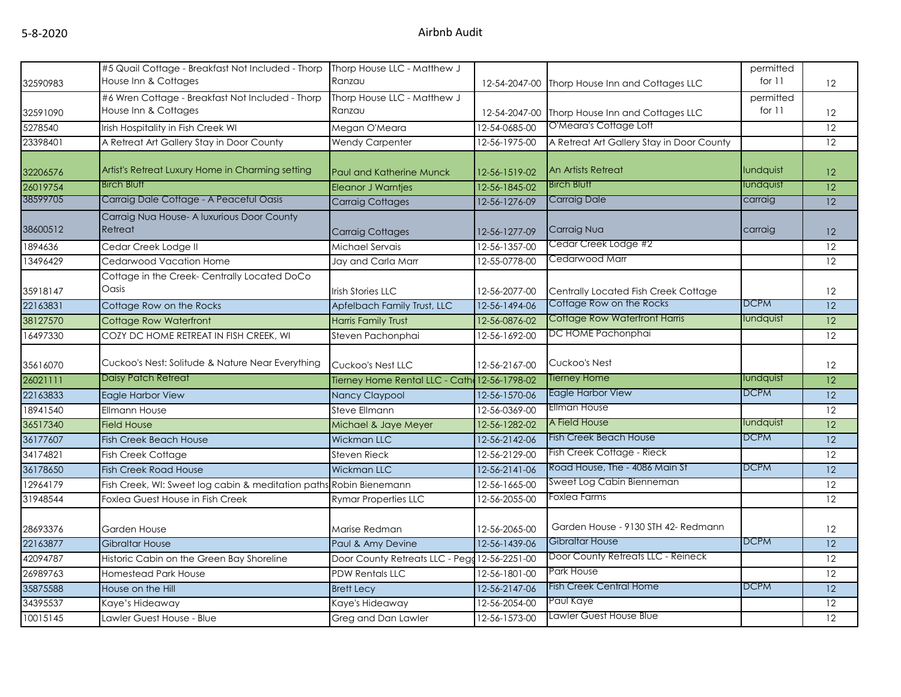| | | | | | | |
|---|---|---|---|---|---|---|
| 32590983 | #5 Quail Cottage - Breakfast Not Included - Thorp House Inn & Cottages | Thorp House LLC - Matthew J Ranzau | 12-54-2047-00 | Thorp House Inn and Cottages LLC | permitted for 11 | 12 |
| 32591090 | #6 Wren Cottage - Breakfast Not Included - Thorp House Inn & Cottages | Thorp House LLC - Matthew J Ranzau | 12-54-2047-00 | Thorp House Inn and Cottages LLC | permitted for 11 | 12 |
| 5278540 | Irish Hospitality in Fish Creek WI | Megan O'Meara | 12-54-0685-00 | O'Meara's Cottage Loft | | 12 |
| 23398401 | A Retreat Art Gallery Stay in Door County | Wendy Carpenter | 12-56-1975-00 | A Retreat Art Gallery Stay in Door County | | 12 |
| 32206576 | Artist's Retreat Luxury Home in Charming setting | Paul and Katherine Munck | 12-56-1519-02 | An Artists Retreat | lundquist | 12 |
| 26019754 | Birch Bluff | Eleanor J Warntjes | 12-56-1845-02 | Birch Bluff | lundquist | 12 |
| 38599705 | Carraig Dale Cottage - A Peaceful Oasis | Carraig Cottages | 12-56-1276-09 | Carraig Dale | carraig | 12 |
| 38600512 | Carraig Nua House- A luxurious Door County Retreat | Carraig Cottages | 12-56-1277-09 | Carraig Nua | carraig | 12 |
| 1894636 | Cedar Creek Lodge II | Michael Servais | 12-56-1357-00 | Cedar Creek Lodge #2 | | 12 |
| 13496429 | Cedarwood Vacation Home | Jay and Carla Marr | 12-55-0778-00 | Cedarwood Marr | | 12 |
| 35918147 | Cottage in the Creek- Centrally Located DoCo Oasis | Irish Stories LLC | 12-56-2077-00 | Centrally Located Fish Creek Cottage | | 12 |
| 22163831 | Cottage Row on the Rocks | Apfelbach Family Trust, LLC | 12-56-1494-06 | Cottage Row on the Rocks | DCPM | 12 |
| 38127570 | Cottage Row Waterfront | Harris Family Trust | 12-56-0876-02 | Cottage Row Waterfront Harris | lundquist | 12 |
| 16497330 | COZY DC HOME RETREAT IN FISH CREEK, WI | Steven Pachonphai | 12-56-1692-00 | DC HOME Pachonphai | | 12 |
| 35616070 | Cuckoo's Nest: Solitude & Nature Near Everything | Cuckoo's Nest LLC | 12-56-2167-00 | Cuckoo's Nest | | 12 |
| 26021111 | Daisy Patch Retreat | Tierney Home Rental LLC - Cath | 12-56-1798-02 | Tierney Home | lundquist | 12 |
| 22163833 | Eagle Harbor View | Nancy Claypool | 12-56-1570-06 | Eagle Harbor View | DCPM | 12 |
| 18941540 | Ellmann House | Steve Ellmann | 12-56-0369-00 | Ellman House | | 12 |
| 36517340 | Field House | Michael & Jaye Meyer | 12-56-1282-02 | A Field House | lundquist | 12 |
| 36177607 | Fish Creek Beach House | Wickman LLC | 12-56-2142-06 | Fish Creek Beach House | DCPM | 12 |
| 34174821 | Fish Creek Cottage | Steven Rieck | 12-56-2129-00 | Fish Creek Cottage - Rieck | | 12 |
| 36178650 | Fish Creek Road House | Wickman LLC | 12-56-2141-06 | Road House, The - 4086 Main St | DCPM | 12 |
| 12964179 | Fish Creek, WI: Sweet log cabin & meditation paths | Robin Bienemann | 12-56-1665-00 | Sweet Log Cabin Bienneman | | 12 |
| 31948544 | Foxlea Guest House in Fish Creek | Rymar Properties LLC | 12-56-2055-00 | Foxlea Farms | | 12 |
| 28693376 | Garden House | Marise Redman | 12-56-2065-00 | Garden House - 9130 STH 42- Redmann | | 12 |
| 22163877 | Gibraltar House | Paul & Amy Devine | 12-56-1439-06 | Gibraltar House | DCPM | 12 |
| 42094787 | Historic Cabin on the Green Bay Shoreline | Door County Retreats LLC - Pegg | 12-56-2251-00 | Door County Retreats LLC - Reineck | | 12 |
| 26989763 | Homestead Park House | PDW Rentals LLC | 12-56-1801-00 | Park House | | 12 |
| 35875588 | House on the Hill | Brett Lecy | 12-56-2147-06 | Fish Creek Central Home | DCPM | 12 |
| 34395537 | Kaye's Hideaway | Kaye's Hideaway | 12-56-2054-00 | Paul Kaye | | 12 |
| 10015145 | Lawler Guest House - Blue | Greg and Dan Lawler | 12-56-1573-00 | Lawler Guest House Blue | | 12 |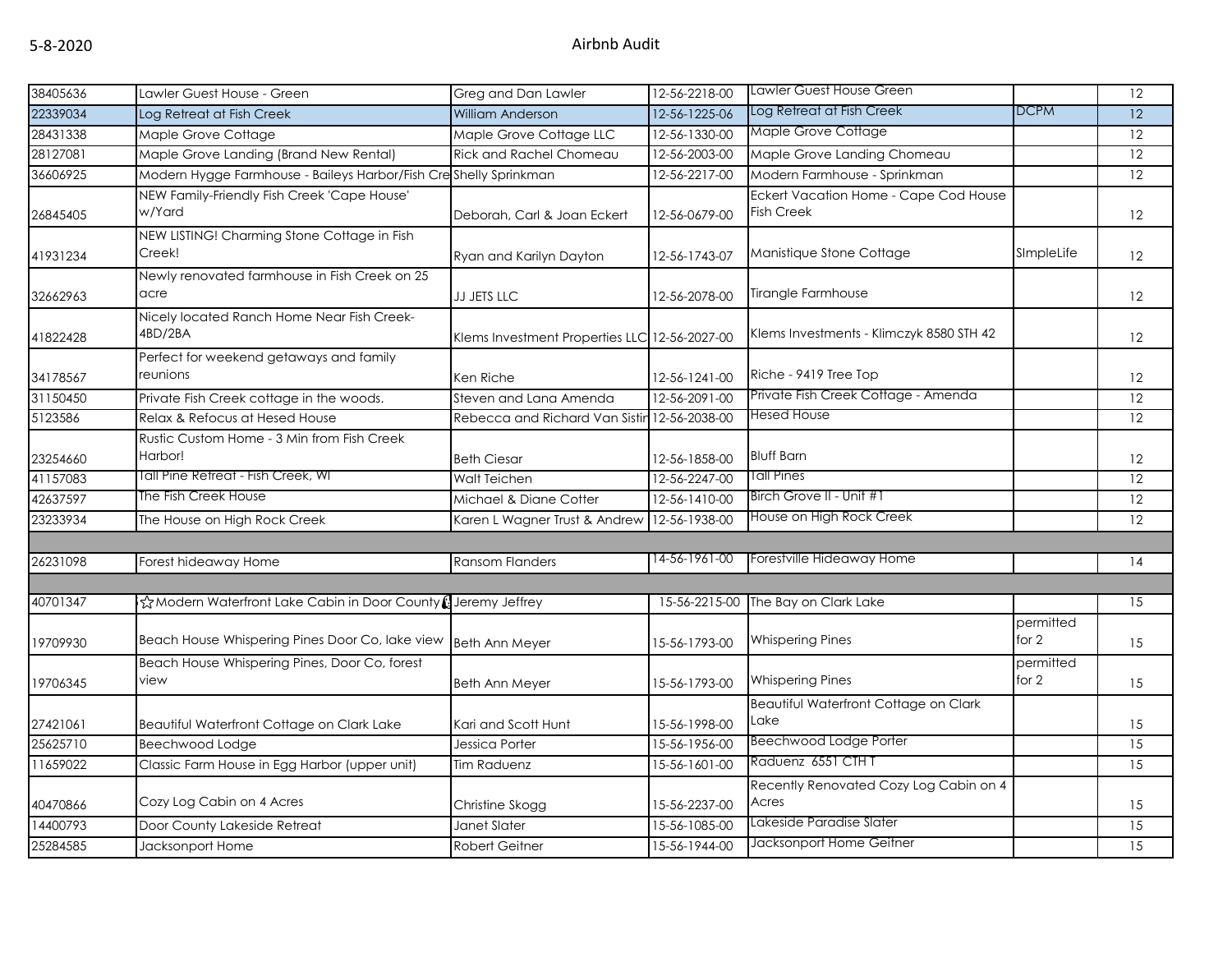| | | | | | | |
|---|---|---|---|---|---|---|
| 38405636 | Lawler Guest House - Green | Greg and Dan Lawler | 12-56-2218-00 | Lawler Guest House Green | | 12 |
| 22339034 | Log Retreat at Fish Creek | William Anderson | 12-56-1225-06 | Log Retreat at Fish Creek | DCPM | 12 |
| 28431338 | Maple Grove Cottage | Maple Grove Cottage LLC | 12-56-1330-00 | Maple Grove Cottage | | 12 |
| 28127081 | Maple Grove Landing (Brand New Rental) | Rick and Rachel Chomeau | 12-56-2003-00 | Maple Grove Landing Chomeau | | 12 |
| 36606925 | Modern Hygge Farmhouse - Baileys Harbor/Fish Cre | Shelly Sprinkman | 12-56-2217-00 | Modern Farmhouse - Sprinkman | | 12 |
| 26845405 | NEW Family-Friendly Fish Creek 'Cape House' w/Yard | Deborah, Carl & Joan Eckert | 12-56-0679-00 | Eckert Vacation Home - Cape Cod House Fish Creek | | 12 |
| 41931234 | NEW LISTING! Charming Stone Cottage in Fish Creek! | Ryan and Karilyn Dayton | 12-56-1743-07 | Manistique Stone Cottage | SImpleLife | 12 |
| 32662963 | Newly renovated farmhouse in Fish Creek on 25 acre | JJ JETS LLC | 12-56-2078-00 | Tirangle Farmhouse | | 12 |
| 41822428 | Nicely located Ranch Home Near Fish Creek- 4BD/2BA | Klems Investment Properties LLC | 12-56-2027-00 | Klems Investments - Klimczyk 8580 STH 42 | | 12 |
| 34178567 | Perfect for weekend getaways and family reunions | Ken Riche | 12-56-1241-00 | Riche - 9419 Tree Top | | 12 |
| 31150450 | Private Fish Creek cottage in the woods. | Steven and Lana Amenda | 12-56-2091-00 | Private Fish Creek Cottage - Amenda | | 12 |
| 5123586 | Relax & Refocus at Hesed House | Rebecca and Richard Van Sistin | 12-56-2038-00 | Hesed House | | 12 |
| 23254660 | Rustic Custom Home - 3 Min from Fish Creek Harbor! | Beth Ciesar | 12-56-1858-00 | Bluff Barn | | 12 |
| 41157083 | Tall Pine Retreat - Fish Creek, WI | Walt Teichen | 12-56-2247-00 | Tall Pines | | 12 |
| 42637597 | The Fish Creek House | Michael & Diane Cotter | 12-56-1410-00 | Birch Grove II - Unit #1 | | 12 |
| 23233934 | The House on High Rock Creek | Karen L Wagner Trust & Andrew | 12-56-1938-00 | House on High Rock Creek | | 12 |
| | | | | | | |
| 26231098 | Forest hideaway Home | Ransom Flanders | 14-56-1961-00 | Forestville Hideaway Home | | 14 |
| | | | | | | |
| 40701347 | ☆Modern Waterfront Lake Cabin in Door County | Jeremy Jeffrey | 15-56-2215-00 | The Bay on Clark Lake | | 15 |
| 19709930 | Beach House Whispering Pines Door Co, lake view | Beth Ann Meyer | 15-56-1793-00 | Whispering Pines | permitted for 2 | 15 |
| 19706345 | Beach House Whispering Pines, Door Co, forest view | Beth Ann Meyer | 15-56-1793-00 | Whispering Pines | permitted for 2 | 15 |
| 27421061 | Beautiful Waterfront Cottage on Clark Lake | Kari and Scott Hunt | 15-56-1998-00 | Beautiful Waterfront Cottage on Clark Lake | | 15 |
| 25625710 | Beechwood Lodge | Jessica Porter | 15-56-1956-00 | Beechwood Lodge Porter | | 15 |
| 11659022 | Classic Farm House in Egg Harbor (upper unit) | Tim Raduenz | 15-56-1601-00 | Raduenz 6551 CTH T | | 15 |
| 40470866 | Cozy Log Cabin on 4 Acres | Christine Skogg | 15-56-2237-00 | Recently Renovated Cozy Log Cabin on 4 Acres | | 15 |
| 14400793 | Door County Lakeside Retreat | Janet Slater | 15-56-1085-00 | Lakeside Paradise Slater | | 15 |
| 25284585 | Jacksonport Home | Robert Geitner | 15-56-1944-00 | Jacksonport Home Geitner | | 15 |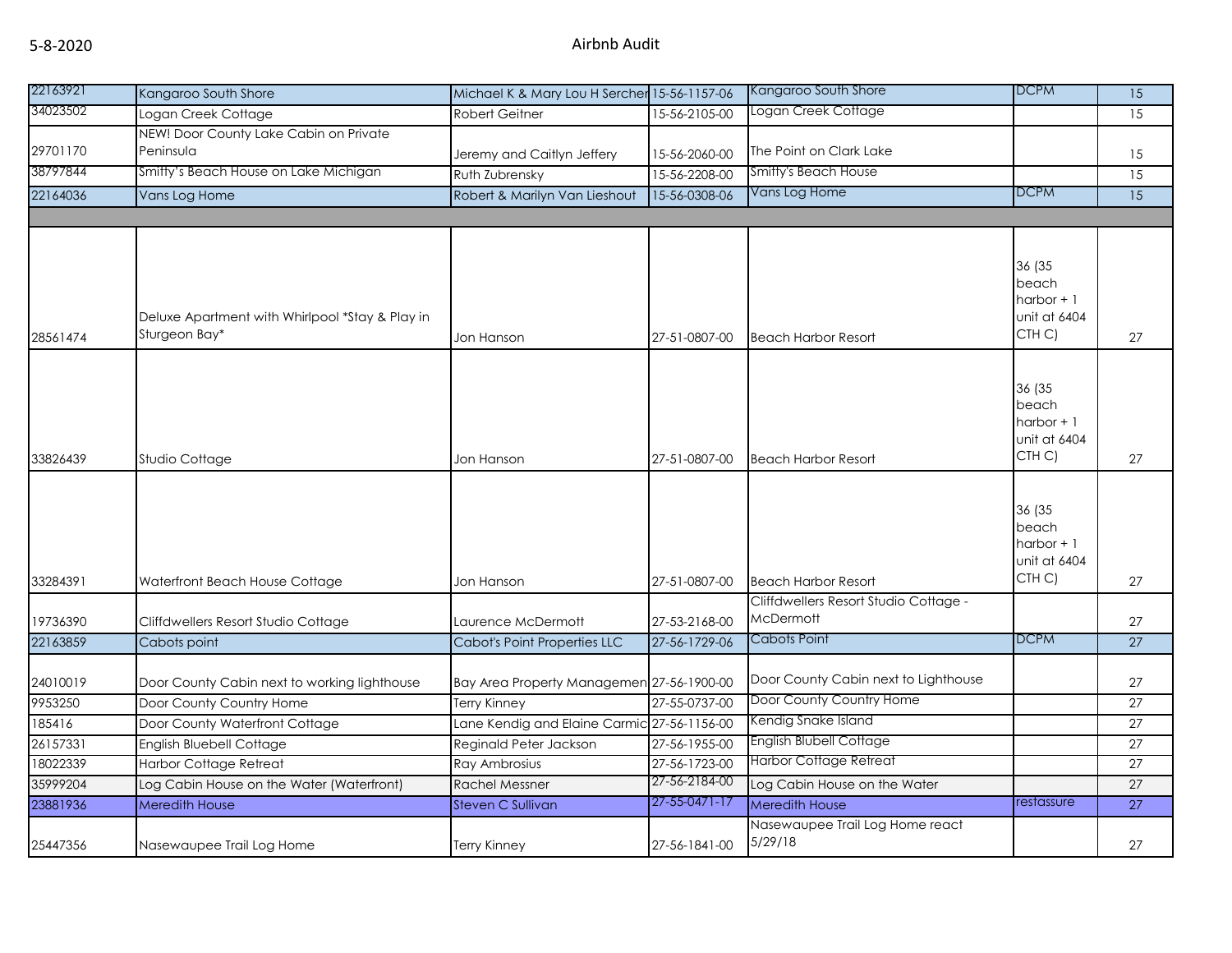| | | | | | | |
|---|---|---|---|---|---|---|
| 22163921 | Kangaroo South Shore | Michael K & Mary Lou H Sercher | 15-56-1157-06 | Kangaroo South Shore | DCPM | 15 |
| 34023502 | Logan Creek Cottage | Robert Geitner | 15-56-2105-00 | Logan Creek Cottage | | 15 |
| 29701170 | NEW! Door County Lake Cabin on Private Peninsula | Jeremy and Caitlyn Jeffery | 15-56-2060-00 | The Point on Clark Lake | | 15 |
| 38797844 | Smitty's Beach House on Lake Michigan | Ruth Zubrensky | 15-56-2208-00 | Smitty's Beach House | | 15 |
| 22164036 | Vans Log Home | Robert & Marilyn Van Lieshout | 15-56-0308-06 | Vans Log Home | DCPM | 15 |
| | | | | | | |
| 28561474 | Deluxe Apartment with Whirlpool *Stay & Play in Sturgeon Bay* | Jon Hanson | 27-51-0807-00 | Beach Harbor Resort | 36 (35 beach harbor + 1 unit at 6404 CTH C) | 27 |
| 33826439 | Studio Cottage | Jon Hanson | 27-51-0807-00 | Beach Harbor Resort | 36 (35 beach harbor + 1 unit at 6404 CTH C) | 27 |
| 33284391 | Waterfront Beach House Cottage | Jon Hanson | 27-51-0807-00 | Beach Harbor Resort | 36 (35 beach harbor + 1 unit at 6404 CTH C) | 27 |
| 19736390 | Cliffdwellers Resort Studio Cottage | Laurence McDermott | 27-53-2168-00 | Cliffdwellers Resort Studio Cottage - McDermott | | 27 |
| 22163859 | Cabots point | Cabot's Point Properties LLC | 27-56-1729-06 | Cabots Point | DCPM | 27 |
| 24010019 | Door County Cabin next to working lighthouse | Bay Area Property Managemen | 27-56-1900-00 | Door County Cabin next to Lighthouse | | 27 |
| 9953250 | Door County Country Home | Terry Kinney | 27-55-0737-00 | Door County Country Home | | 27 |
| 185416 | Door County Waterfront Cottage | Lane Kendig and Elaine Carmic | 27-56-1156-00 | Kendig Snake Island | | 27 |
| 26157331 | English Bluebell Cottage | Reginald Peter Jackson | 27-56-1955-00 | English Blubell Cottage | | 27 |
| 18022339 | Harbor Cottage Retreat | Ray Ambrosius | 27-56-1723-00 | Harbor Cottage Retreat | | 27 |
| 35999204 | Log Cabin House on the Water (Waterfront) | Rachel Messner | 27-56-2184-00 | Log Cabin House on the Water | | 27 |
| 23881936 | Meredith House | Steven C Sullivan | 27-55-0471-17 | Meredith House | restassure | 27 |
| 25447356 | Nasewaupee Trail Log Home | Terry Kinney | 27-56-1841-00 | Nasewaupee Trail Log Home react 5/29/18 | | 27 |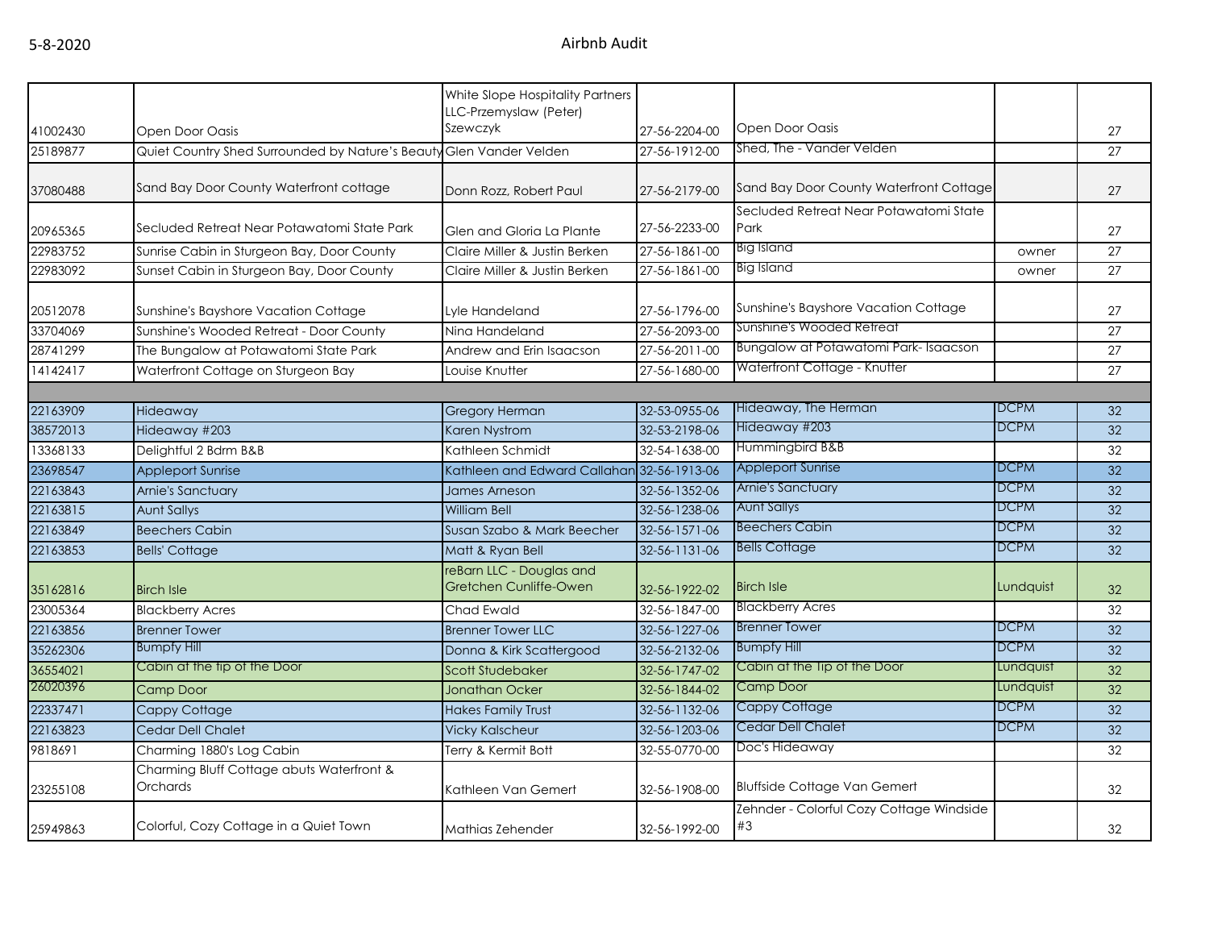| | | | | | | |
|---|---|---|---|---|---|---|
| 41002430 | Open Door Oasis | White Slope Hospitality Partners LLC-Przemyslaw (Peter) Szewczyk | 27-56-2204-00 | Open Door Oasis | | 27 |
| 25189877 | Quiet Country Shed Surrounded by Nature's Beauty | Glen Vander Velden | 27-56-1912-00 | Shed, The - Vander Velden | | 27 |
| 37080488 | Sand Bay Door County Waterfront cottage | Donn Rozz, Robert Paul | 27-56-2179-00 | Sand Bay Door County Waterfront Cottage | | 27 |
| 20965365 | Secluded Retreat Near Potawatomi State Park | Glen and Gloria La Plante | 27-56-2233-00 | Secluded Retreat Near Potawatomi State Park | | 27 |
| 22983752 | Sunrise Cabin in Sturgeon Bay, Door County | Claire Miller & Justin Berken | 27-56-1861-00 | Big Island | owner | 27 |
| 22983092 | Sunset Cabin in Sturgeon Bay, Door County | Claire Miller & Justin Berken | 27-56-1861-00 | Big Island | owner | 27 |
| 20512078 | Sunshine's Bayshore Vacation Cottage | Lyle Handeland | 27-56-1796-00 | Sunshine's Bayshore Vacation Cottage | | 27 |
| 33704069 | Sunshine's Wooded Retreat - Door County | Nina Handeland | 27-56-2093-00 | Sunshine's Wooded Retreat | | 27 |
| 28741299 | The Bungalow at Potawatomi State Park | Andrew and Erin Isaacson | 27-56-2011-00 | Bungalow at Potawatomi Park- Isaacson | | 27 |
| 14142417 | Waterfront Cottage on Sturgeon Bay | Louise Knutter | 27-56-1680-00 | Waterfront Cottage - Knutter | | 27 |
| | | | | | | |
| 22163909 | Hideaway | Gregory Herman | 32-53-0955-06 | Hideaway, The Herman | DCPM | 32 |
| 38572013 | Hideaway #203 | Karen Nystrom | 32-53-2198-06 | Hideaway #203 | DCPM | 32 |
| 13368133 | Delightful 2 Bdrm B&B | Kathleen Schmidt | 32-54-1638-00 | Hummingbird B&B | | 32 |
| 23698547 | Appleport Sunrise | Kathleen and Edward Callahan | 32-56-1913-06 | Appleport Sunrise | DCPM | 32 |
| 22163843 | Arnie's Sanctuary | James Arneson | 32-56-1352-06 | Arnie's Sanctuary | DCPM | 32 |
| 22163815 | Aunt Sallys | William Bell | 32-56-1238-06 | Aunt Sallys | DCPM | 32 |
| 22163849 | Beechers Cabin | Susan Szabo & Mark Beecher | 32-56-1571-06 | Beechers Cabin | DCPM | 32 |
| 22163853 | Bells' Cottage | Matt & Ryan Bell | 32-56-1131-06 | Bells Cottage | DCPM | 32 |
| 35162816 | Birch Isle | reBarn LLC - Douglas and Gretchen Cunliffe-Owen | 32-56-1922-02 | Birch Isle | Lundquist | 32 |
| 23005364 | Blackberry Acres | Chad Ewald | 32-56-1847-00 | Blackberry Acres | | 32 |
| 22163856 | Brenner Tower | Brenner Tower LLC | 32-56-1227-06 | Brenner Tower | DCPM | 32 |
| 35262306 | Bumpfy Hill | Donna & Kirk Scattergood | 32-56-2132-06 | Bumpfy Hill | DCPM | 32 |
| 36554021 | Cabin at the tip of the Door | Scott Studebaker | 32-56-1747-02 | Cabin at the Tip of the Door | Lundquist | 32 |
| 26020396 | Camp Door | Jonathan Ocker | 32-56-1844-02 | Camp Door | Lundquist | 32 |
| 22337471 | Cappy Cottage | Hakes Family Trust | 32-56-1132-06 | Cappy Cottage | DCPM | 32 |
| 22163823 | Cedar Dell Chalet | Vicky Kalscheur | 32-56-1203-06 | Cedar Dell Chalet | DCPM | 32 |
| 9818691 | Charming 1880's Log Cabin | Terry & Kermit Bott | 32-55-0770-00 | Doc's Hideaway | | 32 |
| 23255108 | Charming Bluff Cottage abuts Waterfront & Orchards | Kathleen Van Gemert | 32-56-1908-00 | Bluffside Cottage Van Gemert | | 32 |
| 25949863 | Colorful, Cozy Cottage in a Quiet Town | Mathias Zehender | 32-56-1992-00 | Zehnder - Colorful Cozy Cottage Windside #3 | | 32 |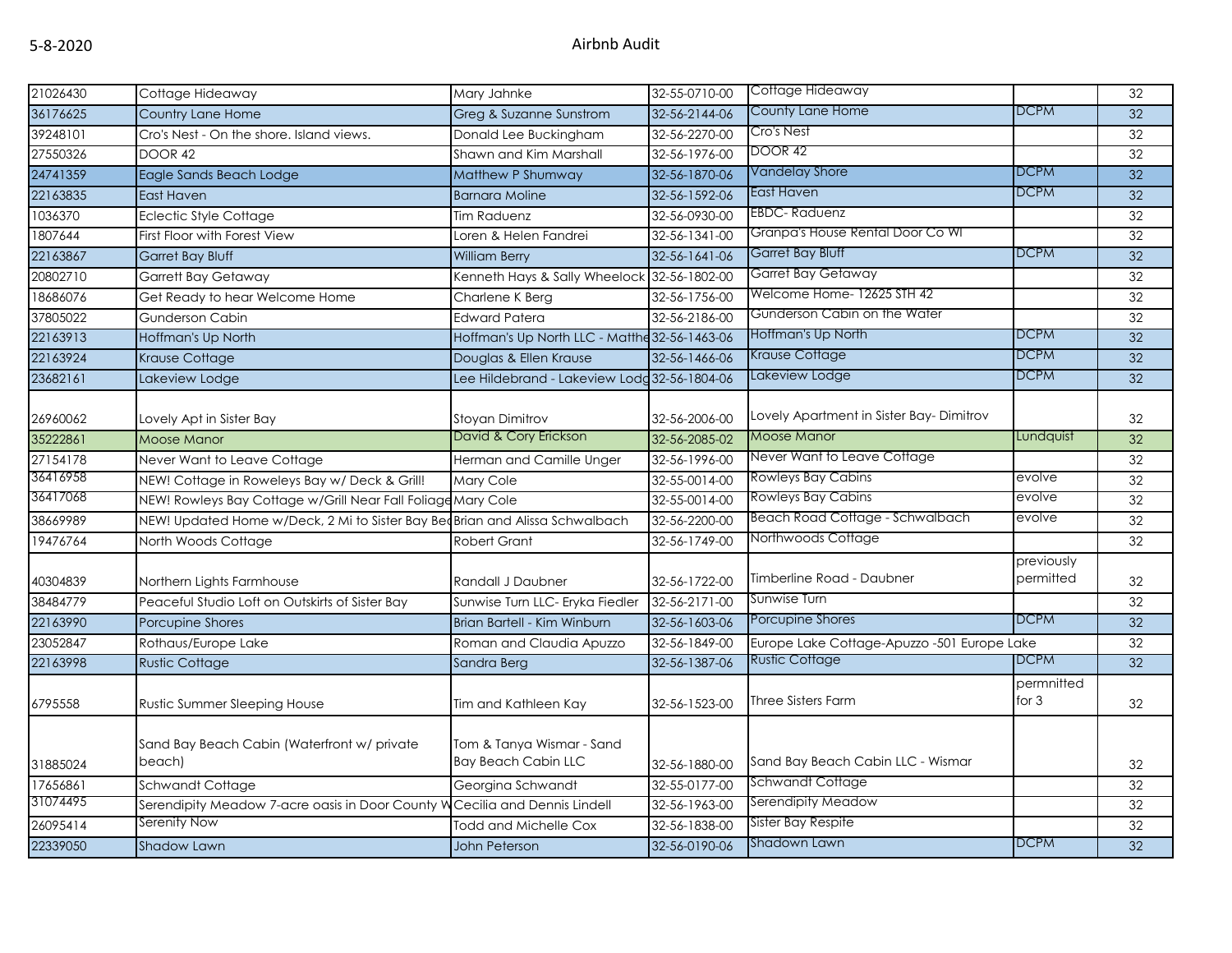| | | | | | | |
|---|---|---|---|---|---|---|
| 21026430 | Cottage Hideaway | Mary Jahnke | 32-55-0710-00 | Cottage Hideaway | | 32 |
| 36176625 | Country Lane Home | Greg & Suzanne Sunstrom | 32-56-2144-06 | County Lane Home | DCPM | 32 |
| 39248101 | Cro's Nest - On the shore. Island views. | Donald Lee Buckingham | 32-56-2270-00 | Cro's Nest | | 32 |
| 27550326 | DOOR 42 | Shawn and Kim Marshall | 32-56-1976-00 | DOOR 42 | | 32 |
| 24741359 | Eagle Sands Beach Lodge | Matthew P Shumway | 32-56-1870-06 | Vandelay Shore | DCPM | 32 |
| 22163835 | East Haven | Barnara Moline | 32-56-1592-06 | East Haven | DCPM | 32 |
| 1036370 | Eclectic Style Cottage | Tim Raduenz | 32-56-0930-00 | EBDC- Raduenz | | 32 |
| 1807644 | First Floor with Forest View | Loren & Helen Fandrei | 32-56-1341-00 | Granpa's House Rental Door Co WI | | 32 |
| 22163867 | Garret Bay Bluff | William Berry | 32-56-1641-06 | Garret Bay Bluff | DCPM | 32 |
| 20802710 | Garrett Bay Getaway | Kenneth Hays & Sally Wheelock | 32-56-1802-00 | Garret Bay Getaway | | 32 |
| 18686076 | Get Ready to hear Welcome Home | Charlene K Berg | 32-56-1756-00 | Welcome Home- 12625 STH 42 | | 32 |
| 37805022 | Gunderson Cabin | Edward Patera | 32-56-2186-00 | Gunderson Cabin on the Water | | 32 |
| 22163913 | Hoffman's Up North | Hoffman's Up North LLC - Matthe | 32-56-1463-06 | Hoffman's Up North | DCPM | 32 |
| 22163924 | Krause Cottage | Douglas & Ellen Krause | 32-56-1466-06 | Krause Cottage | DCPM | 32 |
| 23682161 | Lakeview Lodge | Lee Hildebrand - Lakeview Lodg | 32-56-1804-06 | Lakeview Lodge | DCPM | 32 |
| 26960062 | Lovely Apt in Sister Bay | Stoyan Dimitrov | 32-56-2006-00 | Lovely Apartment in Sister Bay- Dimitrov | | 32 |
| 35222861 | Moose Manor | David & Cory Erickson | 32-56-2085-02 | Moose Manor | Lundquist | 32 |
| 27154178 | Never Want to Leave Cottage | Herman and Camille Unger | 32-56-1996-00 | Never Want to Leave Cottage | | 32 |
| 36416958 | NEW! Cottage in Roweleys Bay w/ Deck & Grill! | Mary Cole | 32-55-0014-00 | Rowleys Bay Cabins | evolve | 32 |
| 36417068 | NEW! Rowleys Bay Cottage w/Grill Near Fall Foliage | Mary Cole | 32-55-0014-00 | Rowleys Bay Cabins | evolve | 32 |
| 38669989 | NEW! Updated Home w/Deck, 2 Mi to Sister Bay Bea | Brian and Alissa Schwalbach | 32-56-2200-00 | Beach Road Cottage - Schwalbach | evolve | 32 |
| 19476764 | North Woods Cottage | Robert Grant | 32-56-1749-00 | Northwoods Cottage | | 32 |
| 40304839 | Northern Lights Farmhouse | Randall J Daubner | 32-56-1722-00 | Timberline Road - Daubner | previously permitted | 32 |
| 38484779 | Peaceful Studio Loft on Outskirts of Sister Bay | Sunwise Turn LLC- Eryka Fiedler | 32-56-2171-00 | Sunwise Turn | | 32 |
| 22163990 | Porcupine Shores | Brian Bartell - Kim Winburn | 32-56-1603-06 | Porcupine Shores | DCPM | 32 |
| 23052847 | Rothaus/Europe Lake | Roman and Claudia Apuzzo | 32-56-1849-00 | Europe Lake Cottage-Apuzzo -501 Europe Lake | | 32 |
| 22163998 | Rustic Cottage | Sandra Berg | 32-56-1387-06 | Rustic Cottage | DCPM | 32 |
| 6795558 | Rustic Summer Sleeping House | Tim and Kathleen Kay | 32-56-1523-00 | Three Sisters Farm | permnitted for 3 | 32 |
| 31885024 | Sand Bay Beach Cabin (Waterfront w/ private beach) | Tom & Tanya Wismar - Sand Bay Beach Cabin LLC | 32-56-1880-00 | Sand Bay Beach Cabin LLC - Wismar | | 32 |
| 17656861 | Schwandt Cottage | Georgina Schwandt | 32-55-0177-00 | Schwandt Cottage | | 32 |
| 31074495 | Serendipity Meadow 7-acre oasis in Door County W | Cecilia and Dennis Lindell | 32-56-1963-00 | Serendipity Meadow | | 32 |
| 26095414 | Serenity Now | Todd and Michelle Cox | 32-56-1838-00 | Sister Bay Respite | | 32 |
| 22339050 | Shadow Lawn | John Peterson | 32-56-0190-06 | Shadown Lawn | DCPM | 32 |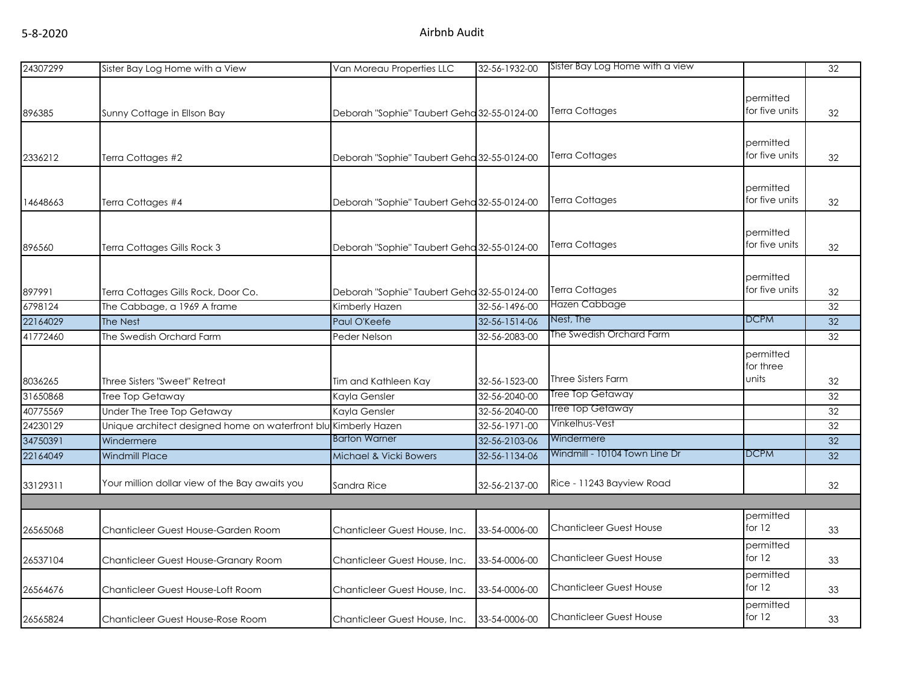| | | | | | | |
|---|---|---|---|---|---|---|
| 24307299 | Sister Bay Log Home with a View | Van Moreau Properties LLC | 32-56-1932-00 | Sister Bay Log Home with a view | | 32 |
| 896385 | Sunny Cottage in Ellson Bay | Deborah "Sophie" Taubert Geha | 32-55-0124-00 | Terra Cottages | permitted for five units | 32 |
| 2336212 | Terra Cottages #2 | Deborah "Sophie" Taubert Geha | 32-55-0124-00 | Terra Cottages | permitted for five units | 32 |
| 14648663 | Terra Cottages #4 | Deborah "Sophie" Taubert Geha | 32-55-0124-00 | Terra Cottages | permitted for five units | 32 |
| 896560 | Terra Cottages Gills Rock 3 | Deborah "Sophie" Taubert Geha | 32-55-0124-00 | Terra Cottages | permitted for five units | 32 |
| 897991 | Terra Cottages Gills Rock, Door Co. | Deborah "Sophie" Taubert Geha | 32-55-0124-00 | Terra Cottages | permitted for five units | 32 |
| 6798124 | The Cabbage, a 1969 A frame | Kimberly Hazen | 32-56-1496-00 | Hazen Cabbage | | 32 |
| 22164029 | The Nest | Paul O'Keefe | 32-56-1514-06 | Nest, The | DCPM | 32 |
| 41772460 | The Swedish Orchard Farm | Peder Nelson | 32-56-2083-00 | The Swedish Orchard Farm | | 32 |
| 8036265 | Three Sisters "Sweet" Retreat | Tim and Kathleen Kay | 32-56-1523-00 | Three Sisters Farm | permitted for three units | 32 |
| 31650868 | Tree Top Getaway | Kayla Gensler | 32-56-2040-00 | Tree Top Getaway | | 32 |
| 40775569 | Under The Tree Top Getaway | Kayla Gensler | 32-56-2040-00 | Tree Top Getaway | | 32 |
| 24230129 | Unique architect designed home on waterfront blu | Kimberly Hazen | 32-56-1971-00 | Vinkelhus-Vest | | 32 |
| 34750391 | Windermere | Barton Warner | 32-56-2103-06 | Windermere | | 32 |
| 22164049 | Windmill Place | Michael & Vicki Bowers | 32-56-1134-06 | Windmill - 10104 Town Line Dr | DCPM | 32 |
| 33129311 | Your million dollar view of the Bay awaits you | Sandra Rice | 32-56-2137-00 | Rice - 11243 Bayview Road | | 32 |
| | | | | | | |
| 26565068 | Chanticleer Guest House-Garden Room | Chanticleer Guest House, Inc. | 33-54-0006-00 | Chanticleer Guest House | permitted for 12 | 33 |
| 26537104 | Chanticleer Guest House-Granary Room | Chanticleer Guest House, Inc. | 33-54-0006-00 | Chanticleer Guest House | permitted for 12 | 33 |
| 26564676 | Chanticleer Guest House-Loft Room | Chanticleer Guest House, Inc. | 33-54-0006-00 | Chanticleer Guest House | permitted for 12 | 33 |
| 26565824 | Chanticleer Guest House-Rose Room | Chanticleer Guest House, Inc. | 33-54-0006-00 | Chanticleer Guest House | permitted for 12 | 33 |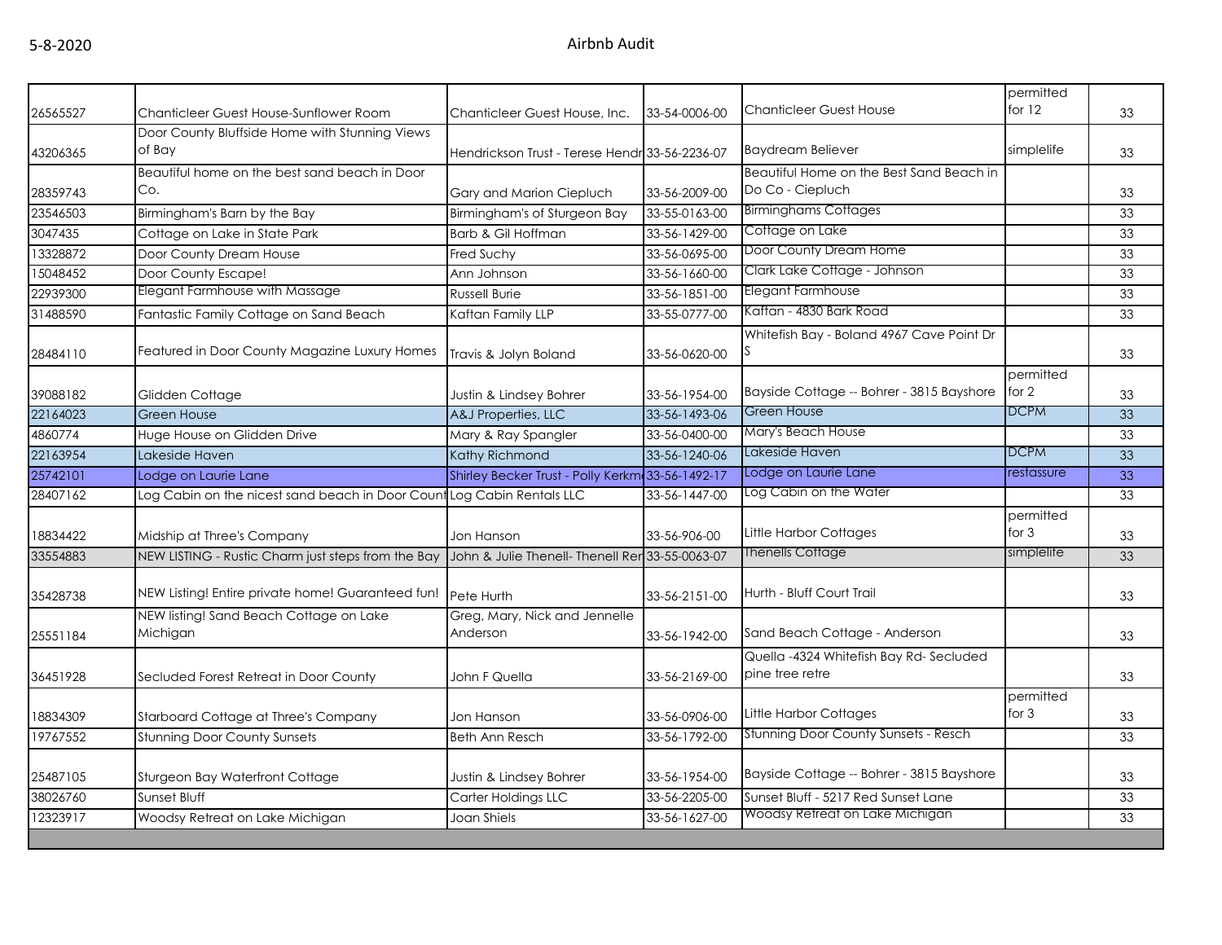5-8-2020

# Airbnb Audit

| | | | | | | |
|---|---|---|---|---|---|---|
| 26565527 | Chanticleer Guest House-Sunflower Room | Chanticleer Guest House, Inc. | 33-54-0006-00 | Chanticleer Guest House | permitted for 12 | 33 |
| 43206365 | Door County Bluffside Home with Stunning Views of Bay | Hendrickson Trust - Terese Hendr | 33-56-2236-07 | Baydream Believer | simplelife | 33 |
| 28359743 | Beautiful home on the best sand beach in Door Co. | Gary and Marion Ciepluch | 33-56-2009-00 | Beautiful Home on the Best Sand Beach in Do Co - Ciepluch | | 33 |
| 23546503 | Birmingham's Barn by the Bay | Birmingham's of Sturgeon Bay | 33-55-0163-00 | Birminghams Cottages | | 33 |
| 3047435 | Cottage on Lake in State Park | Barb & Gil Hoffman | 33-56-1429-00 | Cottage on Lake | | 33 |
| 13328872 | Door County Dream House | Fred Suchy | 33-56-0695-00 | Door County Dream Home | | 33 |
| 15048452 | Door County Escape! | Ann Johnson | 33-56-1660-00 | Clark Lake Cottage - Johnson | | 33 |
| 22939300 | Elegant Farmhouse with Massage | Russell Burie | 33-56-1851-00 | Elegant Farmhouse | | 33 |
| 31488590 | Fantastic Family Cottage on Sand Beach | Kaftan Family LLP | 33-55-0777-00 | Kaftan - 4830 Bark Road | | 33 |
| 28484110 | Featured in Door County Magazine Luxury Homes | Travis & Jolyn Boland | 33-56-0620-00 | Whitefish Bay - Boland 4967 Cave Point Dr S | | 33 |
| 39088182 | Glidden Cottage | Justin & Lindsey Bohrer | 33-56-1954-00 | Bayside Cottage -- Bohrer - 3815 Bayshore | permitted for 2 | 33 |
| 22164023 | Green House | A&J Properties, LLC | 33-56-1493-06 | Green House | DCPM | 33 |
| 4860774 | Huge House on Glidden Drive | Mary & Ray Spangler | 33-56-0400-00 | Mary's Beach House | | 33 |
| 22163954 | Lakeside Haven | Kathy Richmond | 33-56-1240-06 | Lakeside Haven | DCPM | 33 |
| 25742101 | Lodge on Laurie Lane | Shirley Becker Trust - Polly Kerkm | 33-56-1492-17 | Lodge on Laurie Lane | restassure | 33 |
| 28407162 | Log Cabin on the nicest sand beach in Door Count | Log Cabin Rentals LLC | 33-56-1447-00 | Log Cabin on the Water | | 33 |
| 18834422 | Midship at Three's Company | Jon Hanson | 33-56-906-00 | Little Harbor Cottages | permitted for 3 | 33 |
| 33554883 | NEW LISTING - Rustic Charm just steps from the Bay | John & Julie Thenell- Thenell Rer | 33-55-0063-07 | Thenells Cottage | simplelife | 33 |
| 35428738 | NEW Listing! Entire private home! Guaranteed fun! | Pete Hurth | 33-56-2151-00 | Hurth - Bluff Court Trail | | 33 |
| 25551184 | NEW listing! Sand Beach Cottage on Lake Michigan | Greg, Mary, Nick and Jennelle Anderson | 33-56-1942-00 | Sand Beach Cottage - Anderson | | 33 |
| 36451928 | Secluded Forest Retreat in Door County | John F Quella | 33-56-2169-00 | Quella -4324 Whitefish Bay Rd- Secluded pine tree retre | | 33 |
| 18834309 | Starboard Cottage at Three's Company | Jon Hanson | 33-56-0906-00 | Little Harbor Cottages | permitted for 3 | 33 |
| 19767552 | Stunning Door County Sunsets | Beth Ann Resch | 33-56-1792-00 | Stunning Door County Sunsets - Resch | | 33 |
| 25487105 | Sturgeon Bay Waterfront Cottage | Justin & Lindsey Bohrer | 33-56-1954-00 | Bayside Cottage -- Bohrer - 3815 Bayshore | | 33 |
| 38026760 | Sunset Bluff | Carter Holdings LLC | 33-56-2205-00 | Sunset Bluff - 5217 Red Sunset Lane | | 33 |
| 12323917 | Woodsy Retreat on Lake Michigan | Joan Shiels | 33-56-1627-00 | Woodsy Retreat on Lake Michigan | | 33 |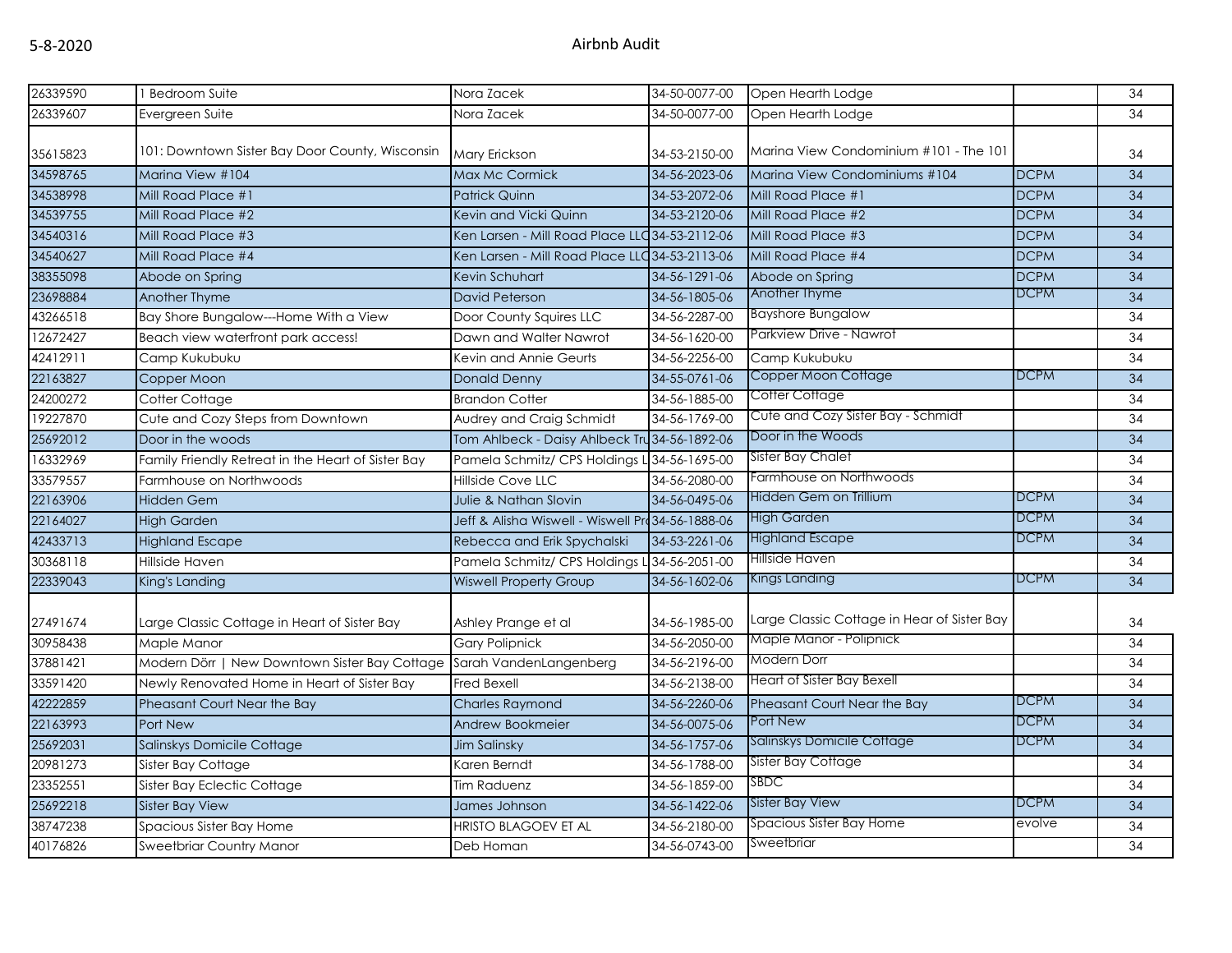| 26339590 | 1 Bedroom Suite | Nora Zacek | 34-50-0077-00 | Open Hearth Lodge | | 34 |
|---|---|---|---|---|---|---|
| 26339607 | Evergreen Suite | Nora Zacek | 34-50-0077-00 | Open Hearth Lodge | | 34 |
| 35615823 | 101: Downtown Sister Bay Door County, Wisconsin | Mary Erickson | 34-53-2150-00 | Marina View Condominium #101 - The 101 | | 34 |
| 34598765 | Marina View #104 | Max Mc Cormick | 34-56-2023-06 | Marina View Condominiums #104 | DCPM | 34 |
| 34538998 | Mill Road Place #1 | Patrick Quinn | 34-53-2072-06 | Mill Road Place #1 | DCPM | 34 |
| 34539755 | Mill Road Place #2 | Kevin and Vicki Quinn | 34-53-2120-06 | Mill Road Place #2 | DCPM | 34 |
| 34540316 | Mill Road Place #3 | Ken Larsen - Mill Road Place LLC | 34-53-2112-06 | Mill Road Place #3 | DCPM | 34 |
| 34540627 | Mill Road Place #4 | Ken Larsen - Mill Road Place LLC | 34-53-2113-06 | Mill Road Place #4 | DCPM | 34 |
| 38355098 | Abode on Spring | Kevin Schuhart | 34-56-1291-06 | Abode on Spring | DCPM | 34 |
| 23698884 | Another Thyme | David Peterson | 34-56-1805-06 | Another Thyme | DCPM | 34 |
| 43266518 | Bay Shore Bungalow---Home With a View | Door County Squires LLC | 34-56-2287-00 | Bayshore Bungalow | | 34 |
| 12672427 | Beach view waterfront park access! | Dawn and Walter Nawrot | 34-56-1620-00 | Parkview Drive - Nawrot | | 34 |
| 42412911 | Camp Kukubuku | Kevin and Annie Geurts | 34-56-2256-00 | Camp Kukubuku | | 34 |
| 22163827 | Copper Moon | Donald Denny | 34-55-0761-06 | Copper Moon Cottage | DCPM | 34 |
| 24200272 | Cotter Cottage | Brandon Cotter | 34-56-1885-00 | Cotter Cottage | | 34 |
| 19227870 | Cute and Cozy Steps from Downtown | Audrey and Craig Schmidt | 34-56-1769-00 | Cute and Cozy Sister Bay - Schmidt | | 34 |
| 25692012 | Door in the woods | Tom Ahlbeck - Daisy Ahlbeck Tru | 34-56-1892-06 | Door in the Woods | | 34 |
| 16332969 | Family Friendly Retreat in the Heart of Sister Bay | Pamela Schmitz/ CPS Holdings L | 34-56-1695-00 | Sister Bay Chalet | | 34 |
| 33579557 | Farmhouse on Northwoods | Hillside Cove LLC | 34-56-2080-00 | Farmhouse on Northwoods | | 34 |
| 22163906 | Hidden Gem | Julie & Nathan Slovin | 34-56-0495-06 | Hidden Gem on Trillium | DCPM | 34 |
| 22164027 | High Garden | Jeff & Alisha Wiswell - Wiswell Pro | 34-56-1888-06 | High Garden | DCPM | 34 |
| 42433713 | Highland Escape | Rebecca and Erik Spychalski | 34-53-2261-06 | Highland Escape | DCPM | 34 |
| 30368118 | Hillside Haven | Pamela Schmitz/ CPS Holdings L | 34-56-2051-00 | Hillside Haven | | 34 |
| 22339043 | King's Landing | Wiswell Property Group | 34-56-1602-06 | Kings Landing | DCPM | 34 |
| 27491674 | Large Classic Cottage in Heart of Sister Bay | Ashley Prange et al | 34-56-1985-00 | Large Classic Cottage in Hear of Sister Bay | | 34 |
| 30958438 | Maple Manor | Gary Polipnick | 34-56-2050-00 | Maple Manor - Polipnick | | 34 |
| 37881421 | Modern Dörr \| New Downtown Sister Bay Cottage | Sarah VandenLangenberg | 34-56-2196-00 | Modern Dorr | | 34 |
| 33591420 | Newly Renovated Home in Heart of Sister Bay | Fred Bexell | 34-56-2138-00 | Heart of Sister Bay Bexell | | 34 |
| 42222859 | Pheasant Court Near the Bay | Charles Raymond | 34-56-2260-06 | Pheasant Court Near the Bay | DCPM | 34 |
| 22163993 | Port New | Andrew Bookmeier | 34-56-0075-06 | Port New | DCPM | 34 |
| 25692031 | Salinskys Domicile Cottage | Jim Salinsky | 34-56-1757-06 | Salinskys Domicile Cottage | DCPM | 34 |
| 20981273 | Sister Bay Cottage | Karen Berndt | 34-56-1788-00 | Sister Bay Cottage | | 34 |
| 23352551 | Sister Bay Eclectic Cottage | Tim Raduenz | 34-56-1859-00 | SBDC | | 34 |
| 25692218 | Sister Bay View | James Johnson | 34-56-1422-06 | Sister Bay View | DCPM | 34 |
| 38747238 | Spacious Sister Bay Home | HRISTO BLAGOEV ET AL | 34-56-2180-00 | Spacious Sister Bay Home | evolve | 34 |
| 40176826 | Sweetbriar Country Manor | Deb Homan | 34-56-0743-00 | Sweetbriar | | 34 |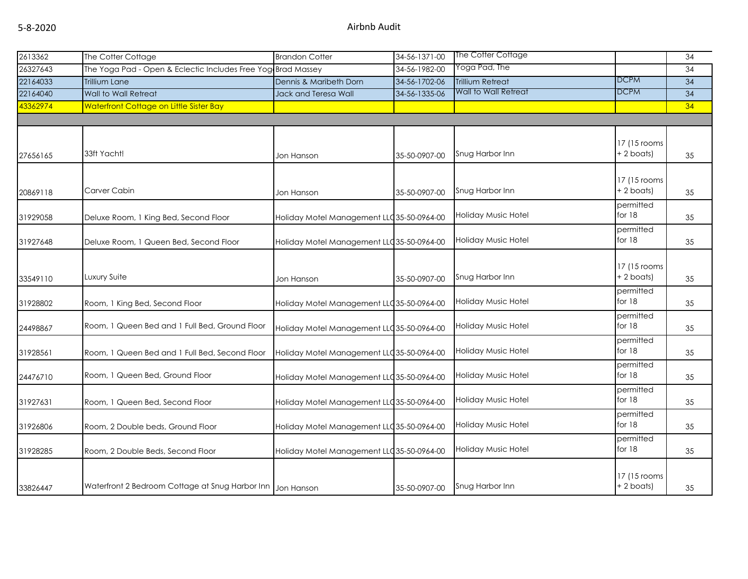| | | | | | | |
|---|---|---|---|---|---|---|
| 2613362 | The Cotter Cottage | Brandon Cotter | 34-56-1371-00 | The Cotter Cottage | | 34 |
| 26327643 | The Yoga Pad - Open & Eclectic Includes Free Yog | Brad Massey | 34-56-1982-00 | Yoga Pad, The | | 34 |
| 22164033 | Trillium Lane | Dennis & Maribeth Dorn | 34-56-1702-06 | Trillium Retreat | DCPM | 34 |
| 22164040 | Wall to Wall Retreat | Jack and Teresa Wall | 34-56-1335-06 | Wall to Wall Retreat | DCPM | 34 |
| 43362974 | Waterfront Cottage on Little Sister Bay | | | | | 34 |
| | | | | | | |
| 27656165 | 33ft Yacht! | Jon Hanson | 35-50-0907-00 | Snug Harbor Inn | 17 (15 rooms + 2 boats) | 35 |
| 20869118 | Carver Cabin | Jon Hanson | 35-50-0907-00 | Snug Harbor Inn | 17 (15 rooms + 2 boats) | 35 |
| 31929058 | Deluxe Room, 1 King Bed, Second Floor | Holiday Motel Management LLC | 35-50-0964-00 | Holiday Music Hotel | permitted for 18 | 35 |
| 31927648 | Deluxe Room, 1 Queen Bed, Second Floor | Holiday Motel Management LLC | 35-50-0964-00 | Holiday Music Hotel | permitted for 18 | 35 |
| 33549110 | Luxury Suite | Jon Hanson | 35-50-0907-00 | Snug Harbor Inn | 17 (15 rooms + 2 boats) | 35 |
| 31928802 | Room, 1 King Bed, Second Floor | Holiday Motel Management LLC | 35-50-0964-00 | Holiday Music Hotel | permitted for 18 | 35 |
| 24498867 | Room, 1 Queen Bed and 1 Full Bed, Ground Floor | Holiday Motel Management LLC | 35-50-0964-00 | Holiday Music Hotel | permitted for 18 | 35 |
| 31928561 | Room, 1 Queen Bed and 1 Full Bed, Second Floor | Holiday Motel Management LLC | 35-50-0964-00 | Holiday Music Hotel | permitted for 18 | 35 |
| 24476710 | Room, 1 Queen Bed, Ground Floor | Holiday Motel Management LLC | 35-50-0964-00 | Holiday Music Hotel | permitted for 18 | 35 |
| 31927631 | Room, 1 Queen Bed, Second Floor | Holiday Motel Management LLC | 35-50-0964-00 | Holiday Music Hotel | permitted for 18 | 35 |
| 31926806 | Room, 2 Double beds, Ground Floor | Holiday Motel Management LLC | 35-50-0964-00 | Holiday Music Hotel | permitted for 18 | 35 |
| 31928285 | Room, 2 Double Beds, Second Floor | Holiday Motel Management LLC | 35-50-0964-00 | Holiday Music Hotel | permitted for 18 | 35 |
| 33826447 | Waterfront 2 Bedroom Cottage at Snug Harbor Inn | Jon Hanson | 35-50-0907-00 | Snug Harbor Inn | 17 (15 rooms + 2 boats) | 35 |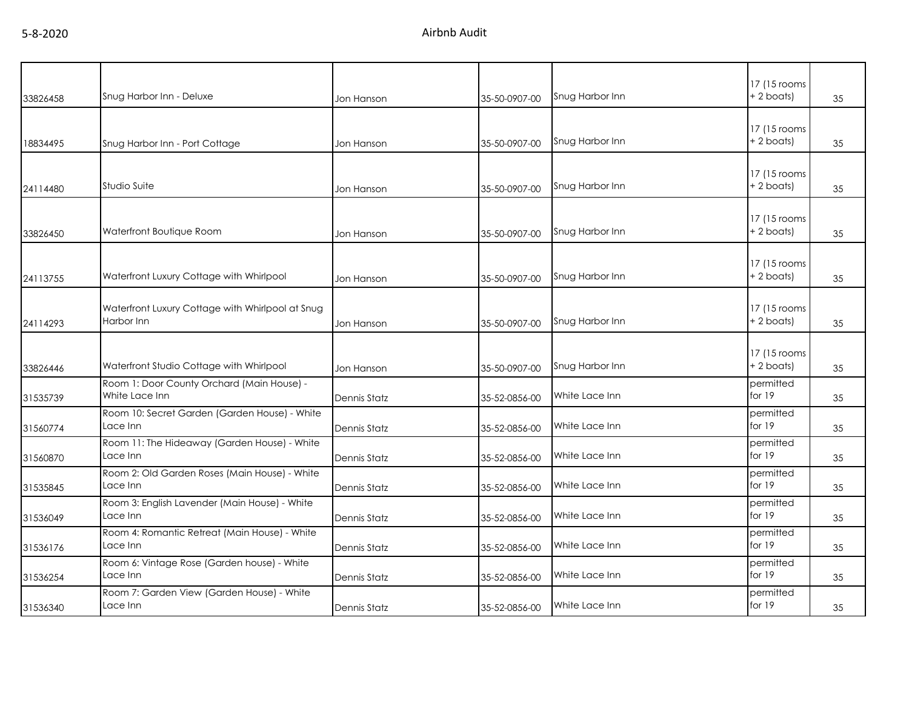| | | | | | | |
|---|---|---|---|---|---|---|
| 33826458 | Snug Harbor Inn - Deluxe | Jon Hanson | 35-50-0907-00 | Snug Harbor Inn | 17 (15 rooms + 2 boats) | 35 |
| 18834495 | Snug Harbor Inn - Port Cottage | Jon Hanson | 35-50-0907-00 | Snug Harbor Inn | 17 (15 rooms + 2 boats) | 35 |
| 24114480 | Studio Suite | Jon Hanson | 35-50-0907-00 | Snug Harbor Inn | 17 (15 rooms + 2 boats) | 35 |
| 33826450 | Waterfront Boutique Room | Jon Hanson | 35-50-0907-00 | Snug Harbor Inn | 17 (15 rooms + 2 boats) | 35 |
| 24113755 | Waterfront Luxury Cottage with Whirlpool | Jon Hanson | 35-50-0907-00 | Snug Harbor Inn | 17 (15 rooms + 2 boats) | 35 |
| 24114293 | Waterfront Luxury Cottage with Whirlpool at Snug Harbor Inn | Jon Hanson | 35-50-0907-00 | Snug Harbor Inn | 17 (15 rooms + 2 boats) | 35 |
| 33826446 | Waterfront Studio Cottage with Whirlpool | Jon Hanson | 35-50-0907-00 | Snug Harbor Inn | 17 (15 rooms + 2 boats) | 35 |
| 31535739 | Room 1: Door County Orchard (Main House) - White Lace Inn | Dennis Statz | 35-52-0856-00 | White Lace Inn | permitted for 19 | 35 |
| 31560774 | Room 10: Secret Garden (Garden House) - White Lace Inn | Dennis Statz | 35-52-0856-00 | White Lace Inn | permitted for 19 | 35 |
| 31560870 | Room 11: The Hideaway (Garden House) - White Lace Inn | Dennis Statz | 35-52-0856-00 | White Lace Inn | permitted for 19 | 35 |
| 31535845 | Room 2: Old Garden Roses (Main House) - White Lace Inn | Dennis Statz | 35-52-0856-00 | White Lace Inn | permitted for 19 | 35 |
| 31536049 | Room 3: English Lavender (Main House) - White Lace Inn | Dennis Statz | 35-52-0856-00 | White Lace Inn | permitted for 19 | 35 |
| 31536176 | Room 4: Romantic Retreat (Main House) - White Lace Inn | Dennis Statz | 35-52-0856-00 | White Lace Inn | permitted for 19 | 35 |
| 31536254 | Room 6: Vintage Rose (Garden house) - White Lace Inn | Dennis Statz | 35-52-0856-00 | White Lace Inn | permitted for 19 | 35 |
| 31536340 | Room 7: Garden View (Garden House) - White Lace Inn | Dennis Statz | 35-52-0856-00 | White Lace Inn | permitted for 19 | 35 |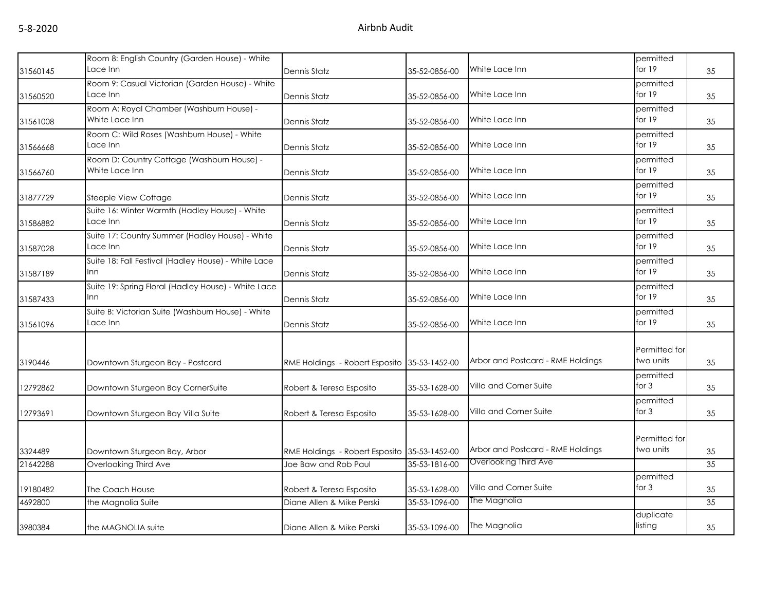| 31560145 | Room 8: English Country (Garden House) - White Lace Inn | Dennis Statz | 35-52-0856-00 | White Lace Inn | permitted for 19 | 35 |
|---|---|---|---|---|---|---|
| 31560520 | Room 9: Casual Victorian (Garden House) - White Lace Inn | Dennis Statz | 35-52-0856-00 | White Lace Inn | permitted for 19 | 35 |
| 31561008 | Room A: Royal Chamber (Washburn House) - White Lace Inn | Dennis Statz | 35-52-0856-00 | White Lace Inn | permitted for 19 | 35 |
| 31566668 | Room C: Wild Roses (Washburn House) - White Lace Inn | Dennis Statz | 35-52-0856-00 | White Lace Inn | permitted for 19 | 35 |
| 31566760 | Room D: Country Cottage (Washburn House) - White Lace Inn | Dennis Statz | 35-52-0856-00 | White Lace Inn | permitted for 19 | 35 |
| 31877729 | Steeple View Cottage | Dennis Statz | 35-52-0856-00 | White Lace Inn | permitted for 19 | 35 |
| 31586882 | Suite 16: Winter Warmth (Hadley House) - White Lace Inn | Dennis Statz | 35-52-0856-00 | White Lace Inn | permitted for 19 | 35 |
| 31587028 | Suite 17: Country Summer (Hadley House) - White Lace Inn | Dennis Statz | 35-52-0856-00 | White Lace Inn | permitted for 19 | 35 |
| 31587189 | Suite 18: Fall Festival (Hadley House) - White Lace Inn | Dennis Statz | 35-52-0856-00 | White Lace Inn | permitted for 19 | 35 |
| 31587433 | Suite 19: Spring Floral (Hadley House) - White Lace Inn | Dennis Statz | 35-52-0856-00 | White Lace Inn | permitted for 19 | 35 |
| 31561096 | Suite B: Victorian Suite (Washburn House) - White Lace Inn | Dennis Statz | 35-52-0856-00 | White Lace Inn | permitted for 19 | 35 |
| 3190446 | Downtown Sturgeon Bay - Postcard | RME Holdings - Robert Esposito | 35-53-1452-00 | Arbor and Postcard - RME Holdings | Permitted for two units | 35 |
| 12792862 | Downtown Sturgeon Bay CornerSuite | Robert & Teresa Esposito | 35-53-1628-00 | Villa and Corner Suite | permitted for 3 | 35 |
| 12793691 | Downtown Sturgeon Bay Villa Suite | Robert & Teresa Esposito | 35-53-1628-00 | Villa and Corner Suite | permitted for 3 | 35 |
| 3324489 | Downtown Sturgeon Bay, Arbor | RME Holdings - Robert Esposito | 35-53-1452-00 | Arbor and Postcard - RME Holdings | Permitted for two units | 35 |
| 21642288 | Overlooking Third Ave | Joe Baw and Rob Paul | 35-53-1816-00 | Overlooking Third Ave | | 35 |
| 19180482 | The Coach House | Robert & Teresa Esposito | 35-53-1628-00 | Villa and Corner Suite | permitted for 3 | 35 |
| 4692800 | the Magnolia Suite | Diane Allen & Mike Perski | 35-53-1096-00 | The Magnolia | | 35 |
| 3980384 | the MAGNOLIA suite | Diane Allen & Mike Perski | 35-53-1096-00 | The Magnolia | duplicate listing | 35 |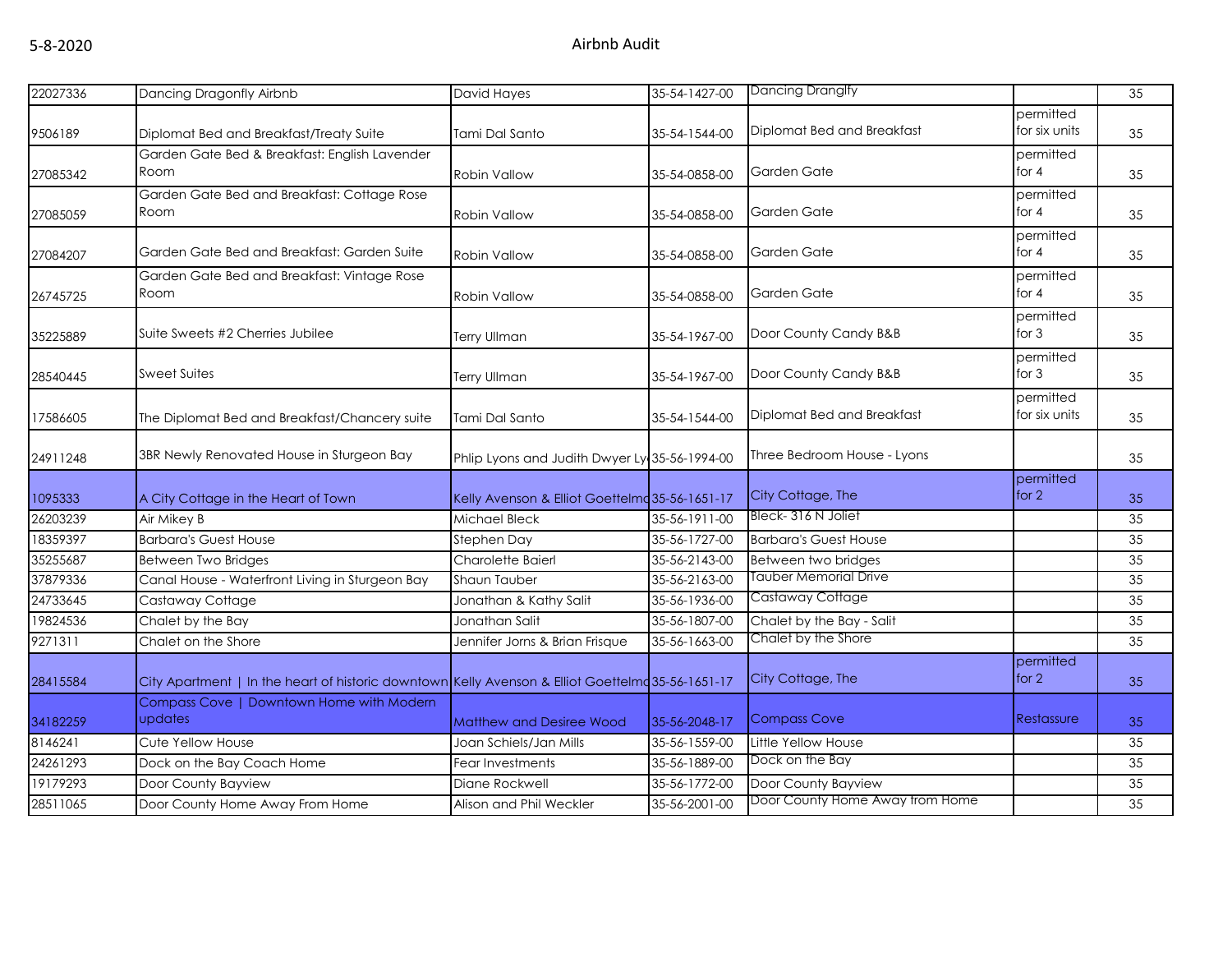| | | | | | | |
|---|---|---|---|---|---|---|
| 22027336 | Dancing Dragonfly Airbnb | David Hayes | 35-54-1427-00 | Dancing Dranglfy | | 35 |
| 9506189 | Diplomat Bed and Breakfast/Treaty Suite | Tami Dal Santo | 35-54-1544-00 | Diplomat Bed and Breakfast | permitted for six units | 35 |
| 27085342 | Garden Gate Bed & Breakfast: English Lavender Room | Robin Vallow | 35-54-0858-00 | Garden Gate | permitted for 4 | 35 |
| 27085059 | Garden Gate Bed and Breakfast: Cottage Rose Room | Robin Vallow | 35-54-0858-00 | Garden Gate | permitted for 4 | 35 |
| 27084207 | Garden Gate Bed and Breakfast: Garden Suite | Robin Vallow | 35-54-0858-00 | Garden Gate | permitted for 4 | 35 |
| 26745725 | Garden Gate Bed and Breakfast: Vintage Rose Room | Robin Vallow | 35-54-0858-00 | Garden Gate | permitted for 4 | 35 |
| 35225889 | Suite Sweets #2 Cherries Jubilee | Terry Ullman | 35-54-1967-00 | Door County Candy B&B | permitted for 3 | 35 |
| 28540445 | Sweet Suites | Terry Ullman | 35-54-1967-00 | Door County Candy B&B | permitted for 3 | 35 |
| 17586605 | The Diplomat Bed and Breakfast/Chancery suite | Tami Dal Santo | 35-54-1544-00 | Diplomat Bed and Breakfast | permitted for six units | 35 |
| 24911248 | 3BR Newly Renovated House in Sturgeon Bay | Phlip Lyons and Judith Dwyer Ly | 35-56-1994-00 | Three Bedroom House - Lyons | | 35 |
| 1095333 | A City Cottage in the Heart of Town | Kelly Avenson & Elliot Goettelmo | 35-56-1651-17 | City Cottage, The | permitted for 2 | 35 |
| 26203239 | Air Mikey B | Michael Bleck | 35-56-1911-00 | Bleck- 316 N Joliet | | 35 |
| 18359397 | Barbara's Guest House | Stephen Day | 35-56-1727-00 | Barbara's Guest House | | 35 |
| 35255687 | Between Two Bridges | Charolette Baierl | 35-56-2143-00 | Between two bridges | | 35 |
| 37879336 | Canal House - Waterfront Living in Sturgeon Bay | Shaun Tauber | 35-56-2163-00 | Tauber Memorial Drive | | 35 |
| 24733645 | Castaway Cottage | Jonathan & Kathy Salit | 35-56-1936-00 | Castaway Cottage | | 35 |
| 19824536 | Chalet by the Bay | Jonathan Salit | 35-56-1807-00 | Chalet by the Bay - Salit | | 35 |
| 9271311 | Chalet on the Shore | Jennifer Jorns & Brian Frisque | 35-56-1663-00 | Chalet by the Shore | | 35 |
| 28415584 | City Apartment \| In the heart of historic downtown | Kelly Avenson & Elliot Goettelmo | 35-56-1651-17 | City Cottage, The | permitted for 2 | 35 |
| 34182259 | Compass Cove \| Downtown Home with Modern updates | Matthew and Desiree Wood | 35-56-2048-17 | Compass Cove | Restassure | 35 |
| 8146241 | Cute Yellow House | Joan Schiels/Jan Mills | 35-56-1559-00 | Little Yellow House | | 35 |
| 24261293 | Dock on the Bay Coach Home | Fear Investments | 35-56-1889-00 | Dock on the Bay | | 35 |
| 19179293 | Door County Bayview | Diane Rockwell | 35-56-1772-00 | Door County Bayview | | 35 |
| 28511065 | Door County Home Away From Home | Alison and Phil Weckler | 35-56-2001-00 | Door County Home Away from Home | | 35 |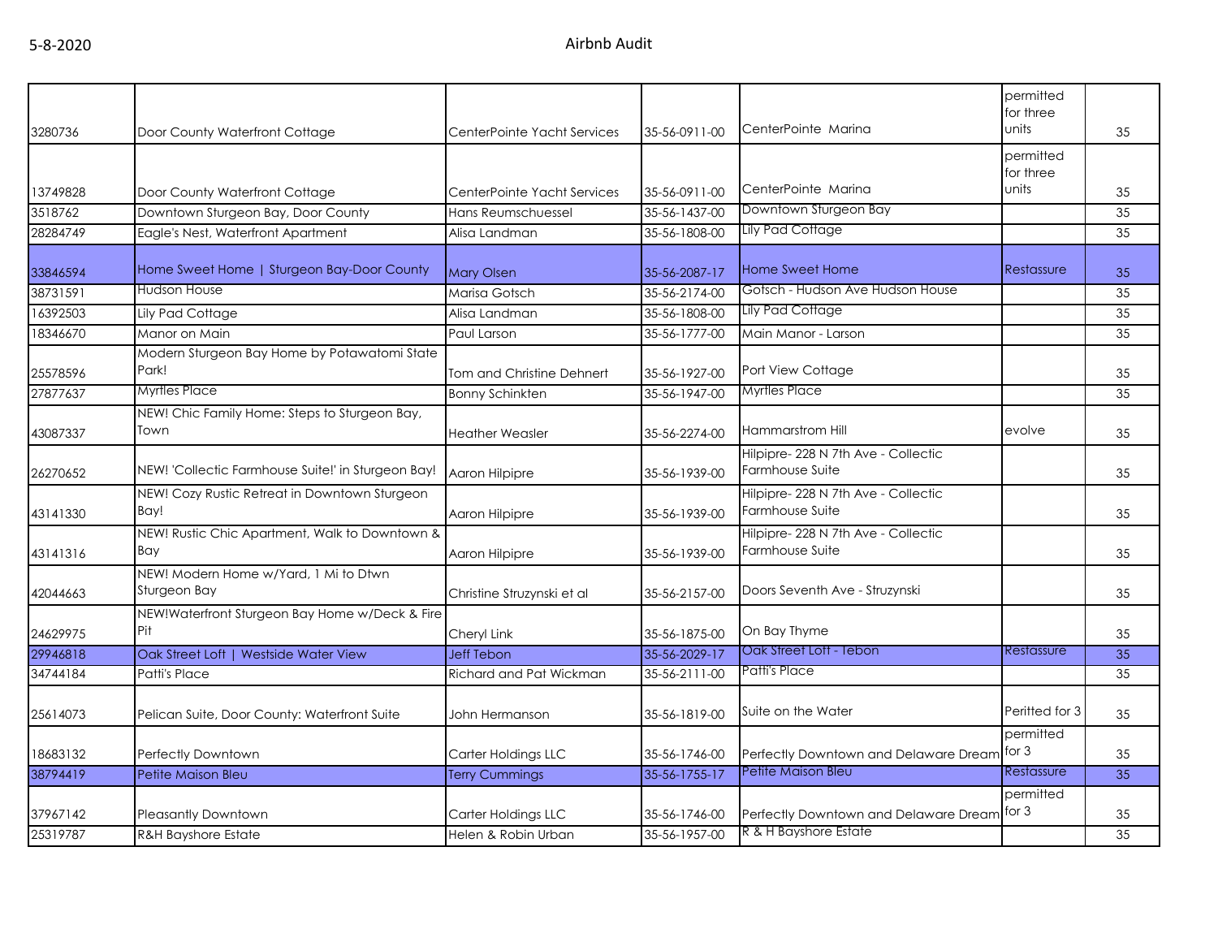| | | | | | | |
|---|---|---|---|---|---|---|
| 3280736 | Door County Waterfront Cottage | CenterPointe Yacht Services | 35-56-0911-00 | CenterPointe Marina | permitted for three units | 35 |
| 13749828 | Door County Waterfront Cottage | CenterPointe Yacht Services | 35-56-0911-00 | CenterPointe Marina | permitted for three units | 35 |
| 3518762 | Downtown Sturgeon Bay, Door County | Hans Reumschuessel | 35-56-1437-00 | Downtown Sturgeon Bay | | 35 |
| 28284749 | Eagle's Nest, Waterfront Apartment | Alisa Landman | 35-56-1808-00 | Lily Pad Cottage | | 35 |
| 33846594 | Home Sweet Home \| Sturgeon Bay-Door County | Mary Olsen | 35-56-2087-17 | Home Sweet Home | Restassure | 35 |
| 38731591 | Hudson House | Marisa Gotsch | 35-56-2174-00 | Gotsch - Hudson Ave Hudson House | | 35 |
| 16392503 | Lily Pad Cottage | Alisa Landman | 35-56-1808-00 | Lily Pad Cottage | | 35 |
| 18346670 | Manor on Main | Paul Larson | 35-56-1777-00 | Main Manor - Larson | | 35 |
| 25578596 | Modern Sturgeon Bay Home by Potawatomi State Park! | Tom and Christine Dehnert | 35-56-1927-00 | Port View Cottage | | 35 |
| 27877637 | Myrtles Place | Bonny Schinkten | 35-56-1947-00 | Myrtles Place | | 35 |
| 43087337 | NEW! Chic Family Home: Steps to Sturgeon Bay, Town | Heather Weasler | 35-56-2274-00 | Hammarstrom Hill | evolve | 35 |
| 26270652 | NEW! 'Collectic Farmhouse Suite!' in Sturgeon Bay! | Aaron Hilpipre | 35-56-1939-00 | Hilpipre- 228 N 7th Ave - Collectic Farmhouse Suite | | 35 |
| 43141330 | NEW! Cozy Rustic Retreat in Downtown Sturgeon Bay! | Aaron Hilpipre | 35-56-1939-00 | Hilpipre- 228 N 7th Ave - Collectic Farmhouse Suite | | 35 |
| 43141316 | NEW! Rustic Chic Apartment, Walk to Downtown & Bay | Aaron Hilpipre | 35-56-1939-00 | Hilpipre- 228 N 7th Ave - Collectic Farmhouse Suite | | 35 |
| 42044663 | NEW! Modern Home w/Yard, 1 Mi to Dtwn Sturgeon Bay | Christine Struzynski et al | 35-56-2157-00 | Doors Seventh Ave - Struzynski | | 35 |
| 24629975 | NEW!Waterfront Sturgeon Bay Home w/Deck & Fire Pit | Cheryl Link | 35-56-1875-00 | On Bay Thyme | | 35 |
| 29946818 | Oak Street Loft \| Westside Water View | Jeff Tebon | 35-56-2029-17 | Oak Street Loft - Tebon | Restassure | 35 |
| 34744184 | Patti's Place | Richard and Pat Wickman | 35-56-2111-00 | Patti's Place | | 35 |
| 25614073 | Pelican Suite, Door County: Waterfront Suite | John Hermanson | 35-56-1819-00 | Suite on the Water | Peritted for 3 | 35 |
| 18683132 | Perfectly Downtown | Carter Holdings LLC | 35-56-1746-00 | Perfectly Downtown and Delaware Dream | permitted for 3 | 35 |
| 38794419 | Petite Maison Bleu | Terry Cummings | 35-56-1755-17 | Petite Maison Bleu | Restassure | 35 |
| 37967142 | Pleasantly Downtown | Carter Holdings LLC | 35-56-1746-00 | Perfectly Downtown and Delaware Dream | permitted for 3 | 35 |
| 25319787 | R&H Bayshore Estate | Helen & Robin Urban | 35-56-1957-00 | R & H Bayshore Estate | | 35 |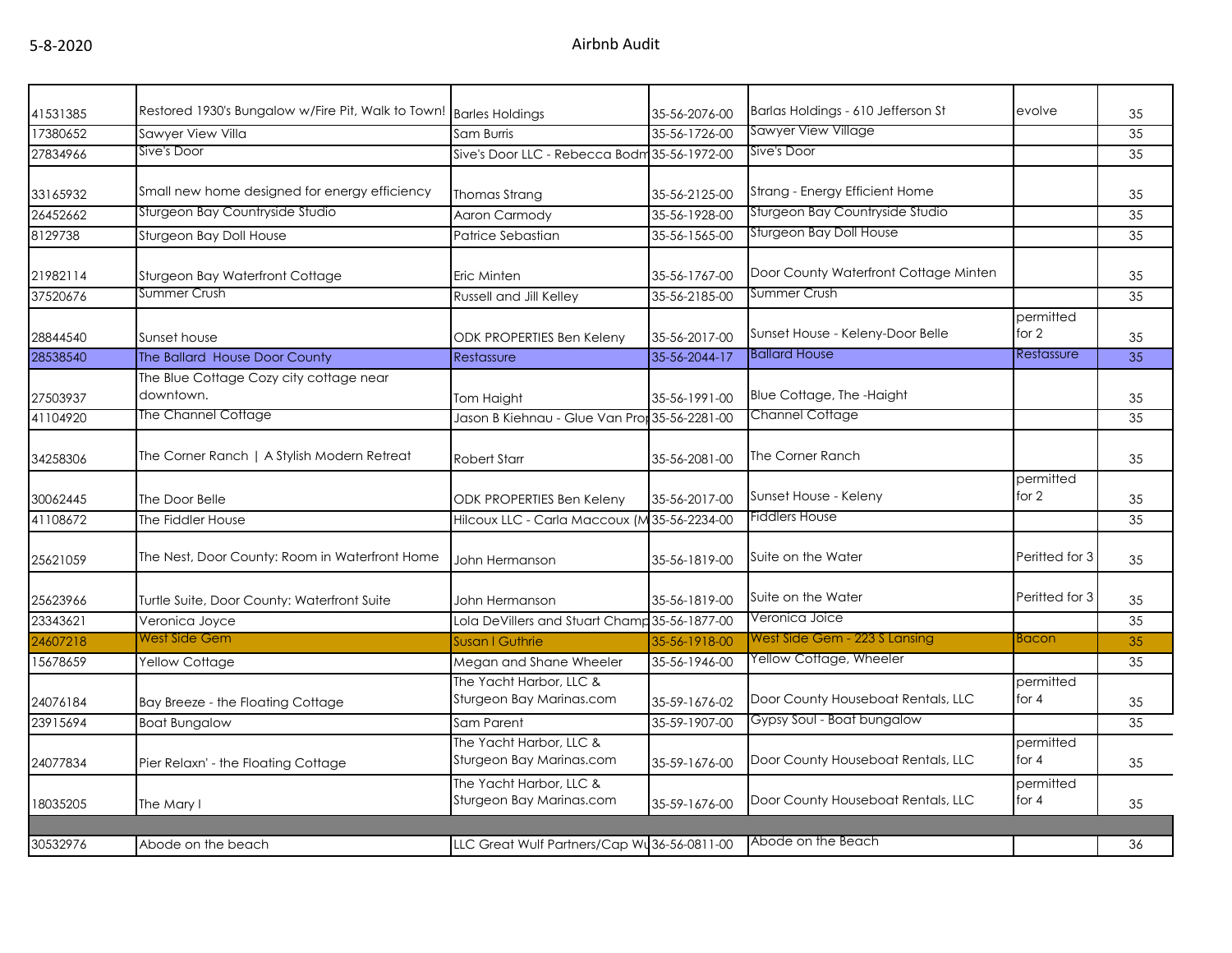| | | | | | | |
|---|---|---|---|---|---|---|
| 41531385 | Restored 1930's Bungalow w/Fire Pit, Walk to Town! | Barles Holdings | 35-56-2076-00 | Barlas Holdings - 610 Jefferson St | evolve | 35 |
| 17380652 | Sawyer View Villa | Sam Burris | 35-56-1726-00 | Sawyer View Village | | 35 |
| 27834966 | Sive's Door | Sive's Door LLC - Rebecca Bodm | 35-56-1972-00 | Sive's Door | | 35 |
| 33165932 | Small new home designed for energy efficiency | Thomas Strang | 35-56-2125-00 | Strang - Energy Efficient Home | | 35 |
| 26452662 | Sturgeon Bay Countryside Studio | Aaron Carmody | 35-56-1928-00 | Sturgeon Bay Countryside Studio | | 35 |
| 8129738 | Sturgeon Bay Doll House | Patrice Sebastian | 35-56-1565-00 | Sturgeon Bay Doll House | | 35 |
| 21982114 | Sturgeon Bay Waterfront Cottage | Eric Minten | 35-56-1767-00 | Door County Waterfront Cottage Minten | | 35 |
| 37520676 | Summer Crush | Russell and Jill Kelley | 35-56-2185-00 | Summer Crush | | 35 |
| 28844540 | Sunset house | ODK PROPERTIES Ben Keleny | 35-56-2017-00 | Sunset House - Keleny-Door Belle | permitted for 2 | 35 |
| 28538540 | The Ballard House Door County | Restassure | 35-56-2044-17 | Ballard House | Restassure | 35 |
| 27503937 | The Blue Cottage Cozy city cottage near downtown. | Tom Haight | 35-56-1991-00 | Blue Cottage, The -Haight | | 35 |
| 41104920 | The Channel Cottage | Jason B Kiehnau - Glue Van Pro | 35-56-2281-00 | Channel Cottage | | 35 |
| 34258306 | The Corner Ranch \| A Stylish Modern Retreat | Robert Starr | 35-56-2081-00 | The Corner Ranch | | 35 |
| 30062445 | The Door Belle | ODK PROPERTIES Ben Keleny | 35-56-2017-00 | Sunset House - Keleny | permitted for 2 | 35 |
| 41108672 | The Fiddler House | Hilcoux LLC - Carla Maccoux (M | 35-56-2234-00 | Fiddlers House | | 35 |
| 25621059 | The Nest, Door County: Room in Waterfront Home | John Hermanson | 35-56-1819-00 | Suite on the Water | Peritted for 3 | 35 |
| 25623966 | Turtle Suite, Door County: Waterfront Suite | John Hermanson | 35-56-1819-00 | Suite on the Water | Peritted for 3 | 35 |
| 23343621 | Veronica Joyce | Lola DeVillers and Stuart Champ | 35-56-1877-00 | Veronica Joice | | 35 |
| 24607218 | West Side Gem | Susan I Guthrie | 35-56-1918-00 | West Side Gem - 223 S Lansing | Bacon | 35 |
| 15678659 | Yellow Cottage | Megan and Shane Wheeler | 35-56-1946-00 | Yellow Cottage, Wheeler | | 35 |
| 24076184 | Bay Breeze - the Floating Cottage | The Yacht Harbor, LLC & Sturgeon Bay Marinas.com | 35-59-1676-02 | Door County Houseboat Rentals, LLC | permitted for 4 | 35 |
| 23915694 | Boat Bungalow | Sam Parent | 35-59-1907-00 | Gypsy Soul - Boat bungalow | | 35 |
| 24077834 | Pier Relaxn' - the Floating Cottage | The Yacht Harbor, LLC & Sturgeon Bay Marinas.com | 35-59-1676-00 | Door County Houseboat Rentals, LLC | permitted for 4 | 35 |
| 18035205 | The Mary I | The Yacht Harbor, LLC & Sturgeon Bay Marinas.com | 35-59-1676-00 | Door County Houseboat Rentals, LLC | permitted for 4 | 35 |
| | | | | | | |
| 30532976 | Abode on the beach | LLC Great Wulf Partners/Cap Wu | 36-56-0811-00 | Abode on the Beach | | 36 |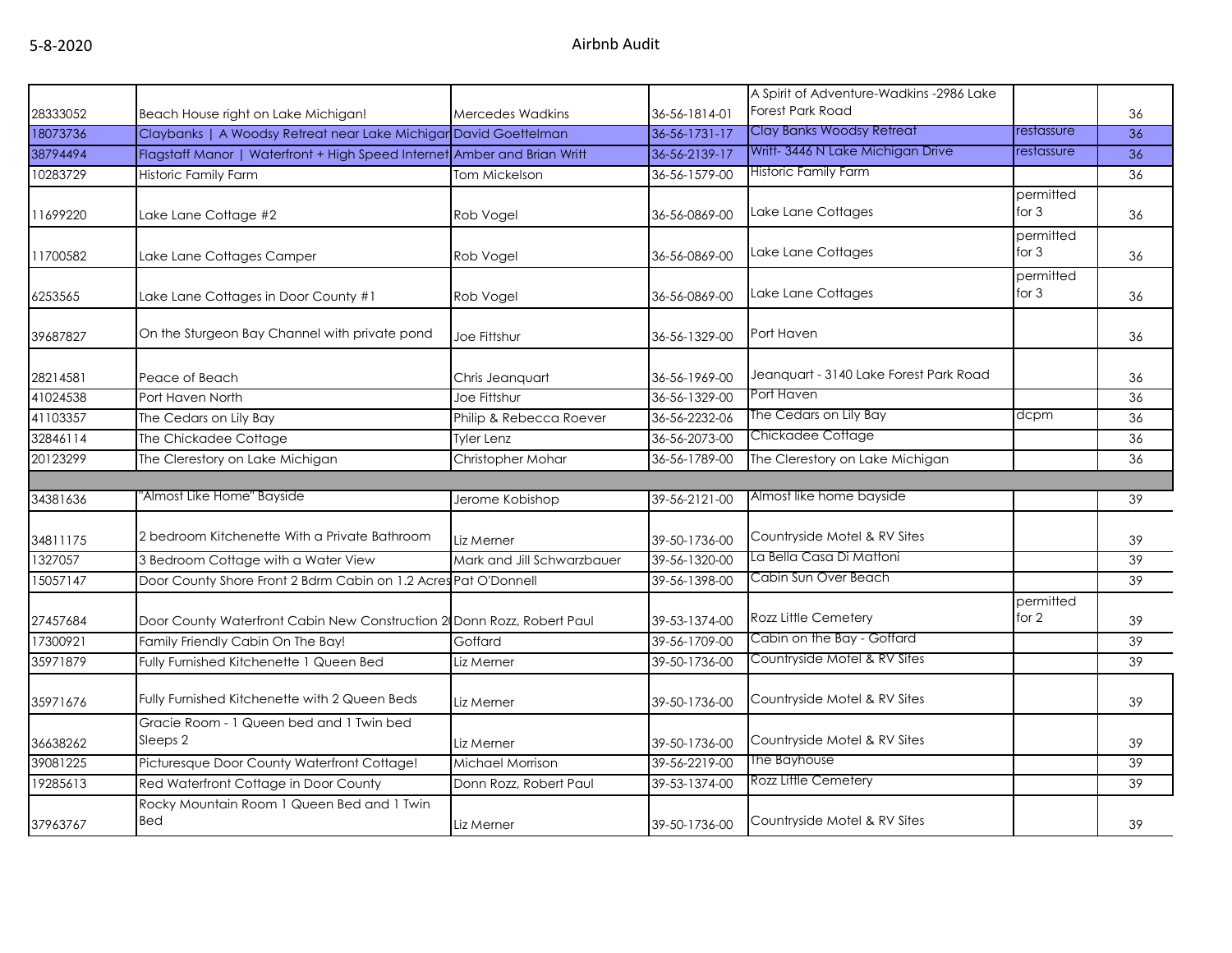| | | | | | | |
|---|---|---|---|---|---|---|
| 28333052 | Beach House right on Lake Michigan! | Mercedes Wadkins | 36-56-1814-01 | A Spirit of Adventure-Wadkins -2986 Lake Forest Park Road | | 36 |
| 18073736 | Claybanks \| A Woodsy Retreat near Lake Michigan | David Goettelman | 36-56-1731-17 | Clay Banks Woodsy Retreat | restassure | 36 |
| 38794494 | Flagstaff Manor \| Waterfront + High Speed Internet | Amber and Brian Writt | 36-56-2139-17 | Writt- 3446 N Lake Michigan Drive | restassure | 36 |
| 10283729 | Historic Family Farm | Tom Mickelson | 36-56-1579-00 | Historic Family Farm | | 36 |
| 11699220 | Lake Lane Cottage #2 | Rob Vogel | 36-56-0869-00 | Lake Lane Cottages | permitted for 3 | 36 |
| 11700582 | Lake Lane Cottages Camper | Rob Vogel | 36-56-0869-00 | Lake Lane Cottages | permitted for 3 | 36 |
| 6253565 | Lake Lane Cottages in Door County #1 | Rob Vogel | 36-56-0869-00 | Lake Lane Cottages | permitted for 3 | 36 |
| 39687827 | On the Sturgeon Bay Channel with private pond | Joe Fittshur | 36-56-1329-00 | Port Haven | | 36 |
| 28214581 | Peace of Beach | Chris Jeanquart | 36-56-1969-00 | Jeanquart - 3140 Lake Forest Park Road | | 36 |
| 41024538 | Port Haven North | Joe Fittshur | 36-56-1329-00 | Port Haven | | 36 |
| 41103357 | The Cedars on Lily Bay | Philip & Rebecca Roever | 36-56-2232-06 | The Cedars on Lily Bay | dcpm | 36 |
| 32846114 | The Chickadee Cottage | Tyler Lenz | 36-56-2073-00 | Chickadee Cottage | | 36 |
| 20123299 | The Clerestory on Lake Michigan | Christopher Mohar | 36-56-1789-00 | The Clerestory on Lake Michigan | | 36 |
| | | | | | | |
| 34381636 | "Almost Like Home" Bayside | Jerome Kobishop | 39-56-2121-00 | Almost like home bayside | | 39 |
| 34811175 | 2 bedroom Kitchenette With a Private Bathroom | Liz Merner | 39-50-1736-00 | Countryside Motel & RV Sites | | 39 |
| 1327057 | 3 Bedroom Cottage with a Water View | Mark and Jill Schwarzbauer | 39-56-1320-00 | La Bella Casa Di Mattoni | | 39 |
| 15057147 | Door County Shore Front 2 Bdrm Cabin on 1.2 Acres | Pat O'Donnell | 39-56-1398-00 | Cabin Sun Over Beach | | 39 |
| 27457684 | Door County Waterfront Cabin New Construction 2( | Donn Rozz, Robert Paul | 39-53-1374-00 | Rozz Little Cemetery | permitted for 2 | 39 |
| 17300921 | Family Friendly Cabin On The Bay! | Goffard | 39-56-1709-00 | Cabin on the Bay - Goffard | | 39 |
| 35971879 | Fully Furnished Kitchenette 1 Queen Bed | Liz Merner | 39-50-1736-00 | Countryside Motel & RV Sites | | 39 |
| 35971676 | Fully Furnished Kitchenette with 2 Queen Beds | Liz Merner | 39-50-1736-00 | Countryside Motel & RV Sites | | 39 |
| 36638262 | Gracie Room - 1 Queen bed and 1 Twin bed Sleeps 2 | Liz Merner | 39-50-1736-00 | Countryside Motel & RV Sites | | 39 |
| 39081225 | Picturesque Door County Waterfront Cottage! | Michael Morrison | 39-56-2219-00 | The Bayhouse | | 39 |
| 19285613 | Red Waterfront Cottage in Door County | Donn Rozz, Robert Paul | 39-53-1374-00 | Rozz Little Cemetery | | 39 |
| 37963767 | Rocky Mountain Room 1 Queen Bed and 1 Twin Bed | Liz Merner | 39-50-1736-00 | Countryside Motel & RV Sites | | 39 |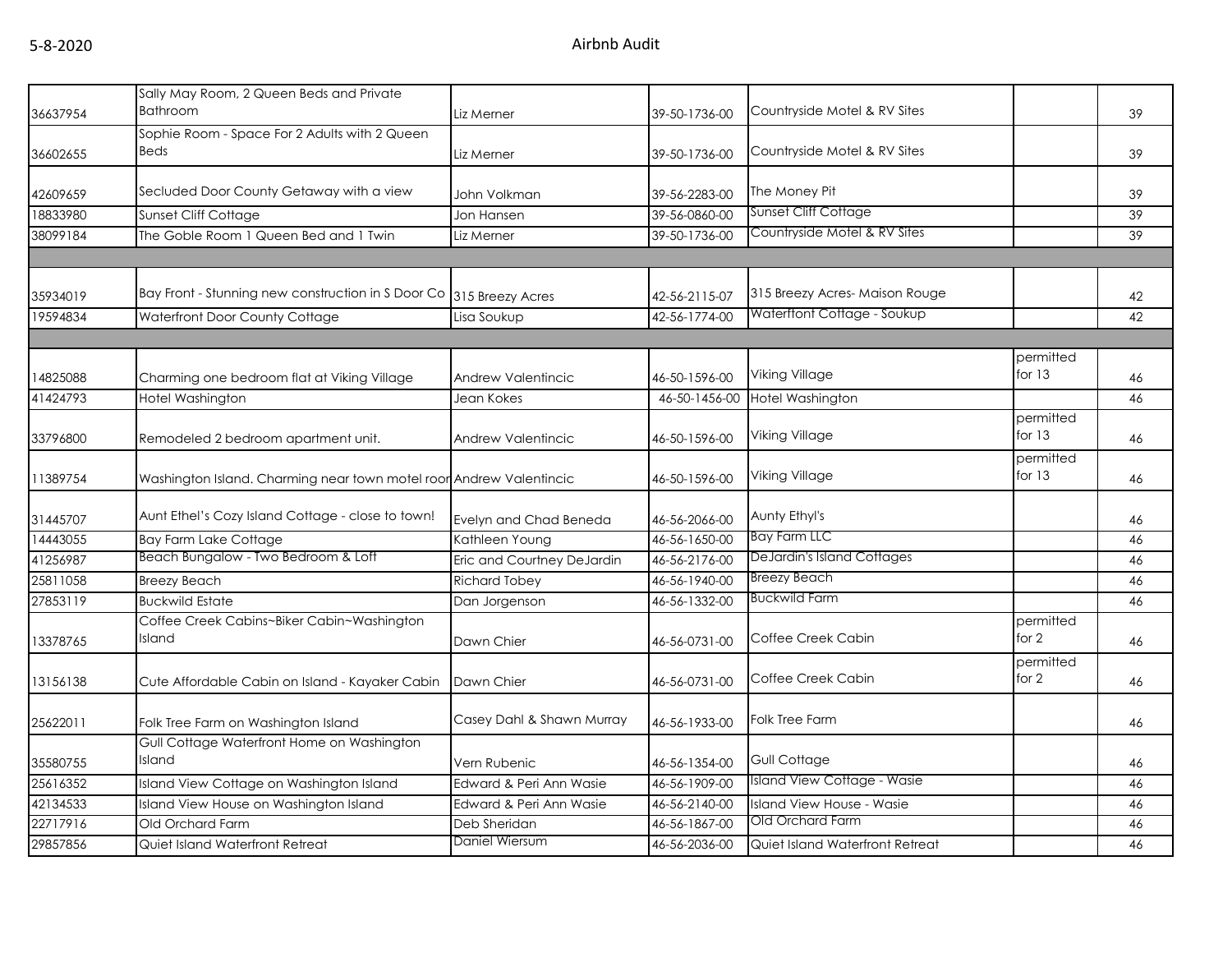| | | | | | | |
|---|---|---|---|---|---|---|
| 36637954 | Sally May Room, 2 Queen Beds and Private Bathroom | Liz Merner | 39-50-1736-00 | Countryside Motel & RV Sites | | 39 |
| 36602655 | Sophie Room - Space For 2 Adults with 2 Queen Beds | Liz Merner | 39-50-1736-00 | Countryside Motel & RV Sites | | 39 |
| 42609659 | Secluded Door County Getaway with a view | John Volkman | 39-56-2283-00 | The Money Pit | | 39 |
| 18833980 | Sunset Cliff Cottage | Jon Hansen | 39-56-0860-00 | Sunset Cliff Cottage | | 39 |
| 38099184 | The Goble Room 1 Queen Bed and 1 Twin | Liz Merner | 39-50-1736-00 | Countryside Motel & RV Sites | | 39 |
| | | | | | | |
| 35934019 | Bay Front - Stunning new construction in S Door Co | 315 Breezy Acres | 42-56-2115-07 | 315 Breezy Acres- Maison Rouge | | 42 |
| 19594834 | Waterfront Door County Cottage | Lisa Soukup | 42-56-1774-00 | Waterftont Cottage - Soukup | | 42 |
| | | | | | | |
| 14825088 | Charming one bedroom flat at Viking Village | Andrew Valentincic | 46-50-1596-00 | Viking Village | permitted for 13 | 46 |
| 41424793 | Hotel Washington | Jean Kokes | 46-50-1456-00 | Hotel Washington | | 46 |
| 33796800 | Remodeled 2 bedroom apartment unit. | Andrew Valentincic | 46-50-1596-00 | Viking Village | permitted for 13 | 46 |
| 11389754 | Washington Island. Charming near town motel roor | Andrew Valentincic | 46-50-1596-00 | Viking Village | permitted for 13 | 46 |
| 31445707 | Aunt Ethel's Cozy Island Cottage - close to town! | Evelyn and Chad Beneda | 46-56-2066-00 | Aunty Ethyl's | | 46 |
| 14443055 | Bay Farm Lake Cottage | Kathleen Young | 46-56-1650-00 | Bay Farm LLC | | 46 |
| 41256987 | Beach Bungalow - Two Bedroom & Loft | Eric and Courtney DeJardin | 46-56-2176-00 | DeJardin's Island Cottages | | 46 |
| 25811058 | Breezy Beach | Richard Tobey | 46-56-1940-00 | Breezy Beach | | 46 |
| 27853119 | Buckwild Estate | Dan Jorgenson | 46-56-1332-00 | Buckwild Farm | | 46 |
| 13378765 | Coffee Creek Cabins~Biker Cabin~Washington Island | Dawn Chier | 46-56-0731-00 | Coffee Creek Cabin | permitted for 2 | 46 |
| 13156138 | Cute Affordable Cabin on Island - Kayaker Cabin | Dawn Chier | 46-56-0731-00 | Coffee Creek Cabin | permitted for 2 | 46 |
| 25622011 | Folk Tree Farm on Washington Island | Casey Dahl & Shawn Murray | 46-56-1933-00 | Folk Tree Farm | | 46 |
| 35580755 | Gull Cottage Waterfront Home on Washington Island | Vern Rubenic | 46-56-1354-00 | Gull Cottage | | 46 |
| 25616352 | Island View Cottage on Washington Island | Edward & Peri Ann Wasie | 46-56-1909-00 | Island View Cottage - Wasie | | 46 |
| 42134533 | Island View House on Washington Island | Edward & Peri Ann Wasie | 46-56-2140-00 | Island View House - Wasie | | 46 |
| 22717916 | Old Orchard Farm | Deb Sheridan | 46-56-1867-00 | Old Orchard Farm | | 46 |
| 29857856 | Quiet Island Waterfront Retreat | Daniel Wiersum | 46-56-2036-00 | Quiet Island Waterfront Retreat | | 46 |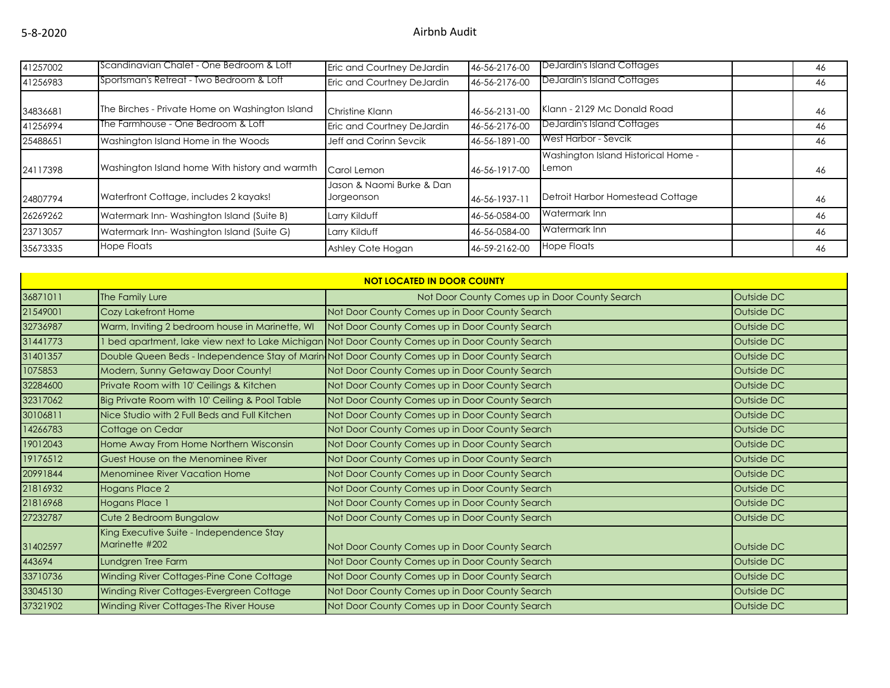| | | | | | | |
|---|---|---|---|---|---|---|
| 41257002 | Scandinavian Chalet - One Bedroom & Loft | Eric and Courtney DeJardin | 46-56-2176-00 | DeJardin's Island Cottages | | 46 |
| 41256983 | Sportsman's Retreat - Two Bedroom & Loft | Eric and Courtney DeJardin | 46-56-2176-00 | DeJardin's Island Cottages | | 46 |
| 34836681 | The Birches - Private Home on Washington Island | Christine Klann | 46-56-2131-00 | Klann - 2129 Mc Donald Road | | 46 |
| 41256994 | The Farmhouse - One Bedroom & Loft | Eric and Courtney DeJardin | 46-56-2176-00 | DeJardin's Island Cottages | | 46 |
| 25488651 | Washington Island Home in the Woods | Jeff and Corinn Sevcik | 46-56-1891-00 | West Harbor - Sevcik | | 46 |
| 24117398 | Washington Island home With history and warmth | Carol Lemon | 46-56-1917-00 | Washington Island Historical Home - Lemon | | 46 |
| 24807794 | Waterfront Cottage, includes 2 kayaks! | Jason & Naomi Burke & Dan Jorgeonson | 46-56-1937-11 | Detroit Harbor Homestead Cottage | | 46 |
| 26269262 | Watermark Inn- Washington Island (Suite B) | Larry Kilduff | 46-56-0584-00 | Watermark Inn | | 46 |
| 23713057 | Watermark Inn- Washington Island (Suite G) | Larry Kilduff | 46-56-0584-00 | Watermark Inn | | 46 |
| 35673335 | Hope Floats | Ashley Cote Hogan | 46-59-2162-00 | Hope Floats | | 46 |

| **NOT LOCATED IN DOOR COUNTY** | | | |
|---|---|---|---|
| 36871011 | The Family Lure | Not Door County Comes up in Door County Search | Outside DC |
| 21549001 | Cozy Lakefront Home | Not Door County Comes up in Door County Search | Outside DC |
| 32736987 | Warm, Inviting 2 bedroom house in Marinette, WI | Not Door County Comes up in Door County Search | Outside DC |
| 31441773 | 1 bed apartment, lake view next to Lake Michigan | Not Door County Comes up in Door County Search | Outside DC |
| 31401357 | Double Queen Beds - Independence Stay of Marin | Not Door County Comes up in Door County Search | Outside DC |
| 1075853 | Modern, Sunny Getaway Door County! | Not Door County Comes up in Door County Search | Outside DC |
| 32284600 | Private Room with 10' Ceilings & Kitchen | Not Door County Comes up in Door County Search | Outside DC |
| 32317062 | Big Private Room with 10' Ceiling & Pool Table | Not Door County Comes up in Door County Search | Outside DC |
| 30106811 | Nice Studio with 2 Full Beds and Full Kitchen | Not Door County Comes up in Door County Search | Outside DC |
| 14266783 | Cottage on Cedar | Not Door County Comes up in Door County Search | Outside DC |
| 19012043 | Home Away From Home Northern Wisconsin | Not Door County Comes up in Door County Search | Outside DC |
| 19176512 | Guest House on the Menominee River | Not Door County Comes up in Door County Search | Outside DC |
| 20991844 | Menominee River Vacation Home | Not Door County Comes up in Door County Search | Outside DC |
| 21816932 | Hogans Place 2 | Not Door County Comes up in Door County Search | Outside DC |
| 21816968 | Hogans Place 1 | Not Door County Comes up in Door County Search | Outside DC |
| 27232787 | Cute 2 Bedroom Bungalow | Not Door County Comes up in Door County Search | Outside DC |
| 31402597 | King Executive Suite - Independence Stay Marinette #202 | Not Door County Comes up in Door County Search | Outside DC |
| 443694 | Lundgren Tree Farm | Not Door County Comes up in Door County Search | Outside DC |
| 33710736 | Winding River Cottages-Pine Cone Cottage | Not Door County Comes up in Door County Search | Outside DC |
| 33045130 | Winding River Cottages-Evergreen Cottage | Not Door County Comes up in Door County Search | Outside DC |
| 37321902 | Winding River Cottages-The River House | Not Door County Comes up in Door County Search | Outside DC |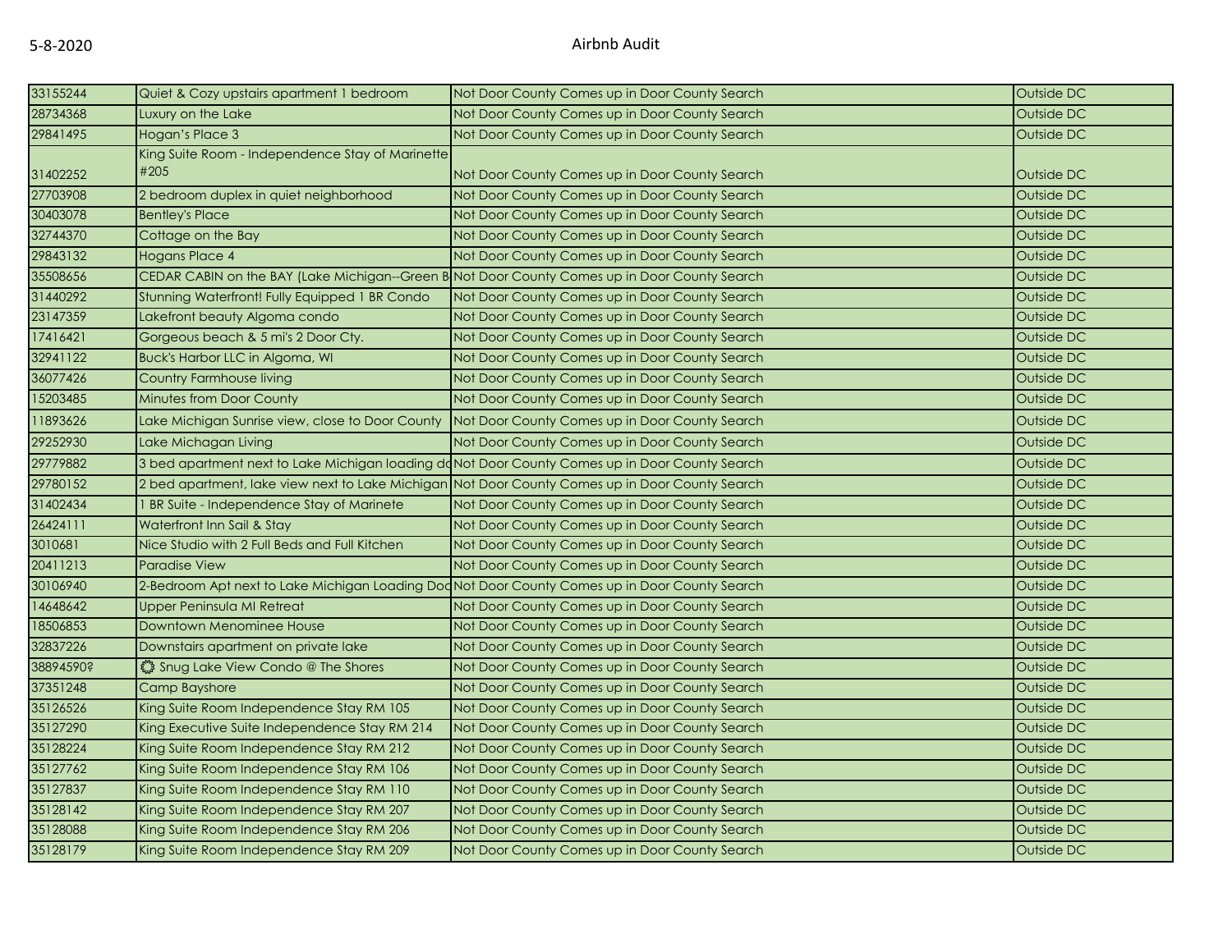| 33155244 | Quiet & Cozy upstairs apartment 1 bedroom | Not Door County Comes up in Door County Search | Outside DC |
|---|---|---|---|
| 28734368 | Luxury on the Lake | Not Door County Comes up in Door County Search | Outside DC |
| 29841495 | Hogan's Place 3 | Not Door County Comes up in Door County Search | Outside DC |
| 31402252 | King Suite Room - Independence Stay of Marinette #205 | Not Door County Comes up in Door County Search | Outside DC |
| 27703908 | 2 bedroom duplex in quiet neighborhood | Not Door County Comes up in Door County Search | Outside DC |
| 30403078 | Bentley's Place | Not Door County Comes up in Door County Search | Outside DC |
| 32744370 | Cottage on the Bay | Not Door County Comes up in Door County Search | Outside DC |
| 29843132 | Hogans Place 4 | Not Door County Comes up in Door County Search | Outside DC |
| 35508656 | CEDAR CABIN on the BAY (Lake Michigan--Green B | Not Door County Comes up in Door County Search | Outside DC |
| 31440292 | Stunning Waterfront! Fully Equipped 1 BR Condo | Not Door County Comes up in Door County Search | Outside DC |
| 23147359 | Lakefront beauty Algoma condo | Not Door County Comes up in Door County Search | Outside DC |
| 17416421 | Gorgeous beach & 5 mi's 2 Door Cty. | Not Door County Comes up in Door County Search | Outside DC |
| 32941122 | Buck's Harbor LLC in Algoma, WI | Not Door County Comes up in Door County Search | Outside DC |
| 36077426 | Country Farmhouse living | Not Door County Comes up in Door County Search | Outside DC |
| 15203485 | Minutes from Door County | Not Door County Comes up in Door County Search | Outside DC |
| 11893626 | Lake Michigan Sunrise view, close to Door County | Not Door County Comes up in Door County Search | Outside DC |
| 29252930 | Lake Michagan Living | Not Door County Comes up in Door County Search | Outside DC |
| 29779882 | 3 bed apartment next to Lake Michigan loading do | Not Door County Comes up in Door County Search | Outside DC |
| 29780152 | 2 bed apartment, lake view next to Lake Michigan | Not Door County Comes up in Door County Search | Outside DC |
| 31402434 | 1 BR Suite - Independence Stay of Marinete | Not Door County Comes up in Door County Search | Outside DC |
| 26424111 | Waterfront Inn Sail & Stay | Not Door County Comes up in Door County Search | Outside DC |
| 3010681 | Nice Studio with 2 Full Beds and Full Kitchen | Not Door County Comes up in Door County Search | Outside DC |
| 20411213 | Paradise View | Not Door County Comes up in Door County Search | Outside DC |
| 30106940 | 2-Bedroom Apt next to Lake Michigan Loading Doc | Not Door County Comes up in Door County Search | Outside DC |
| 14648642 | Upper Peninsula MI Retreat | Not Door County Comes up in Door County Search | Outside DC |
| 18506853 | Downtown Menominee House | Not Door County Comes up in Door County Search | Outside DC |
| 32837226 | Downstairs apartment on private lake | Not Door County Comes up in Door County Search | Outside DC |
| 38894590? | ۞ Snug Lake View Condo @ The Shores | Not Door County Comes up in Door County Search | Outside DC |
| 37351248 | Camp Bayshore | Not Door County Comes up in Door County Search | Outside DC |
| 35126526 | King Suite Room Independence Stay RM 105 | Not Door County Comes up in Door County Search | Outside DC |
| 35127290 | King Executive Suite Independence Stay RM 214 | Not Door County Comes up in Door County Search | Outside DC |
| 35128224 | King Suite Room Independence Stay RM 212 | Not Door County Comes up in Door County Search | Outside DC |
| 35127762 | King Suite Room Independence Stay RM 106 | Not Door County Comes up in Door County Search | Outside DC |
| 35127837 | King Suite Room Independence Stay RM 110 | Not Door County Comes up in Door County Search | Outside DC |
| 35128142 | King Suite Room Independence Stay RM 207 | Not Door County Comes up in Door County Search | Outside DC |
| 35128088 | King Suite Room Independence Stay RM 206 | Not Door County Comes up in Door County Search | Outside DC |
| 35128179 | King Suite Room Independence Stay RM 209 | Not Door County Comes up in Door County Search | Outside DC |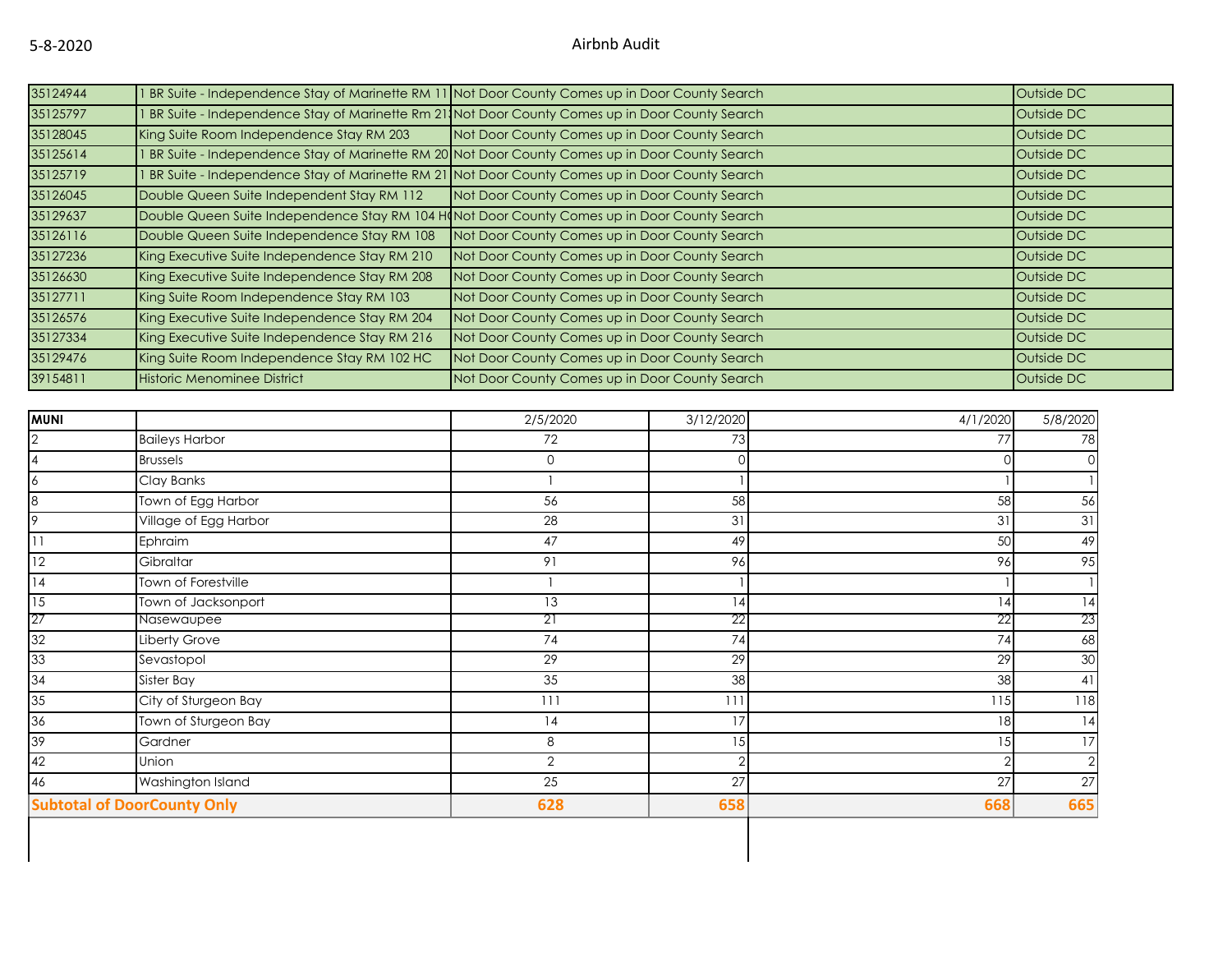5-8-2020

# Airbnb Audit

| | | | |
|---|---|---|---|
| 35124944 | 1 BR Suite - Independence Stay of Marinette RM 11 | Not Door County Comes up in Door County Search | Outside DC |
| 35125797 | 1 BR Suite - Independence Stay of Marinette Rm 21 | Not Door County Comes up in Door County Search | Outside DC |
| 35128045 | King Suite Room Independence Stay RM 203 | Not Door County Comes up in Door County Search | Outside DC |
| 35125614 | 1 BR Suite - Independence Stay of Marinette RM 20 | Not Door County Comes up in Door County Search | Outside DC |
| 35125719 | 1 BR Suite - Independence Stay of Marinette RM 21 | Not Door County Comes up in Door County Search | Outside DC |
| 35126045 | Double Queen Suite Independent Stay RM 112 | Not Door County Comes up in Door County Search | Outside DC |
| 35129637 | Double Queen Suite Independence Stay RM 104 H | Not Door County Comes up in Door County Search | Outside DC |
| 35126116 | Double Queen Suite Independence Stay RM 108 | Not Door County Comes up in Door County Search | Outside DC |
| 35127236 | King Executive Suite Independence Stay RM 210 | Not Door County Comes up in Door County Search | Outside DC |
| 35126630 | King Executive Suite Independence Stay RM 208 | Not Door County Comes up in Door County Search | Outside DC |
| 35127711 | King Suite Room Independence Stay RM 103 | Not Door County Comes up in Door County Search | Outside DC |
| 35126576 | King Executive Suite Independence Stay RM 204 | Not Door County Comes up in Door County Search | Outside DC |
| 35127334 | King Executive Suite Independence Stay RM 216 | Not Door County Comes up in Door County Search | Outside DC |
| 35129476 | King Suite Room Independence Stay RM 102 HC | Not Door County Comes up in Door County Search | Outside DC |
| 39154811 | Historic Menominee District | Not Door County Comes up in Door County Search | Outside DC |

| MUNI | | 2/5/2020 | 3/12/2020 | 4/1/2020 | 5/8/2020 |
|---|---|---|---|---|---|
| 2 | Baileys Harbor | 72 | 73 | 77 | 78 |
| 4 | Brussels | 0 | 0 | 0 | 0 |
| 6 | Clay Banks | 1 | 1 | 1 | 1 |
| 8 | Town of Egg Harbor | 56 | 58 | 58 | 56 |
| 9 | Village of Egg Harbor | 28 | 31 | 31 | 31 |
| 11 | Ephraim | 47 | 49 | 50 | 49 |
| 12 | Gibraltar | 91 | 96 | 96 | 95 |
| 14 | Town of Forestville | 1 | 1 | 1 | 1 |
| 15 | Town of Jacksonport | 13 | 14 | 14 | 14 |
| 27 | Nasewaupee | 21 | 22 | 22 | 23 |
| 32 | Liberty Grove | 74 | 74 | 74 | 68 |
| 33 | Sevastopol | 29 | 29 | 29 | 30 |
| 34 | Sister Bay | 35 | 38 | 38 | 41 |
| 35 | City of Sturgeon Bay | 111 | 111 | 115 | 118 |
| 36 | Town of Sturgeon Bay | 14 | 17 | 18 | 14 |
| 39 | Gardner | 8 | 15 | 15 | 17 |
| 42 | Union | 2 | 2 | 2 | 2 |
| 46 | Washington Island | 25 | 27 | 27 | 27 |
| **Subtotal of DoorCounty Only** | | **628** | **658** | **668** | **665** |